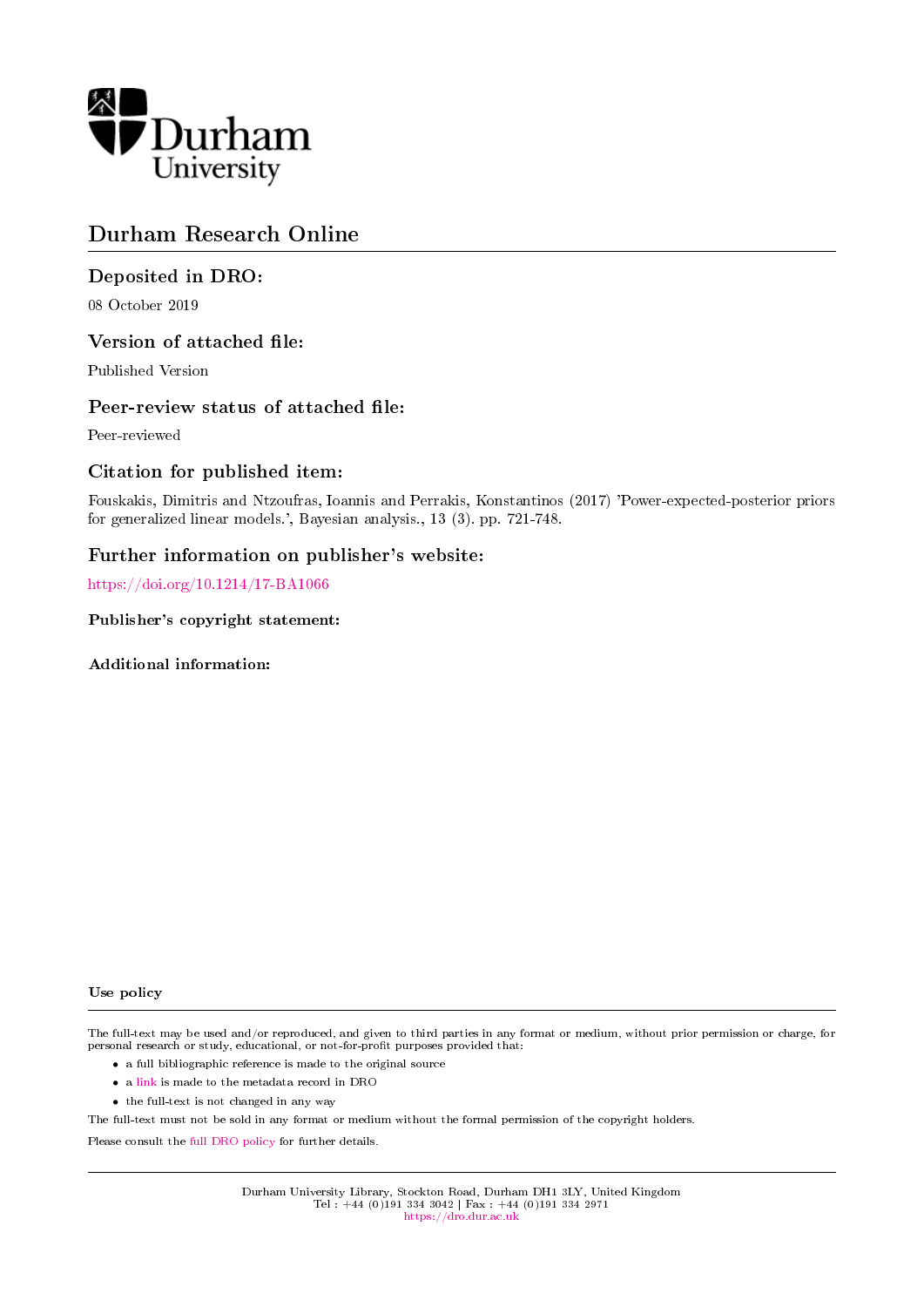# Durham Research Online

## Deposited in DRO:

08 October 2019

## Version of attached file:

Published Version

## Peer-review status of attached file:

Peer-reviewed

## Citation for published item:

Fouskakis, Dimitris and Ntzoufras, Ioannis and Perrakis, Konstantinos (2017) 'Power-expected-posterior priors for generalized linear models.', Bayesian analysis., 13 (3). pp. 721-748.

## Further information on publisher's website:

https://doi.org/10.1214/17-BA1066

### Publisher's copyright statement:

### Additional information:

### Use policy

The full-text may be used and/or reproduced, and given to third parties in any format or medium, without prior permission or charge, for personal research or study, educational, or not-for-profit purposes provided that:

- a full bibliographic reference is made to the original source
- a link is made to the metadata record in DRO
- the full-text is not changed in any way

The full-text must not be sold in any format or medium without the formal permission of the copyright holders.

Please consult the full DRO policy for further details.

Durham University Library, Stockton Road, Durham DH1 3LY, United Kingdom
Tel : +44 (0)191 334 3042 | Fax : +44 (0)191 334 2971
https://dro.dur.ac.uk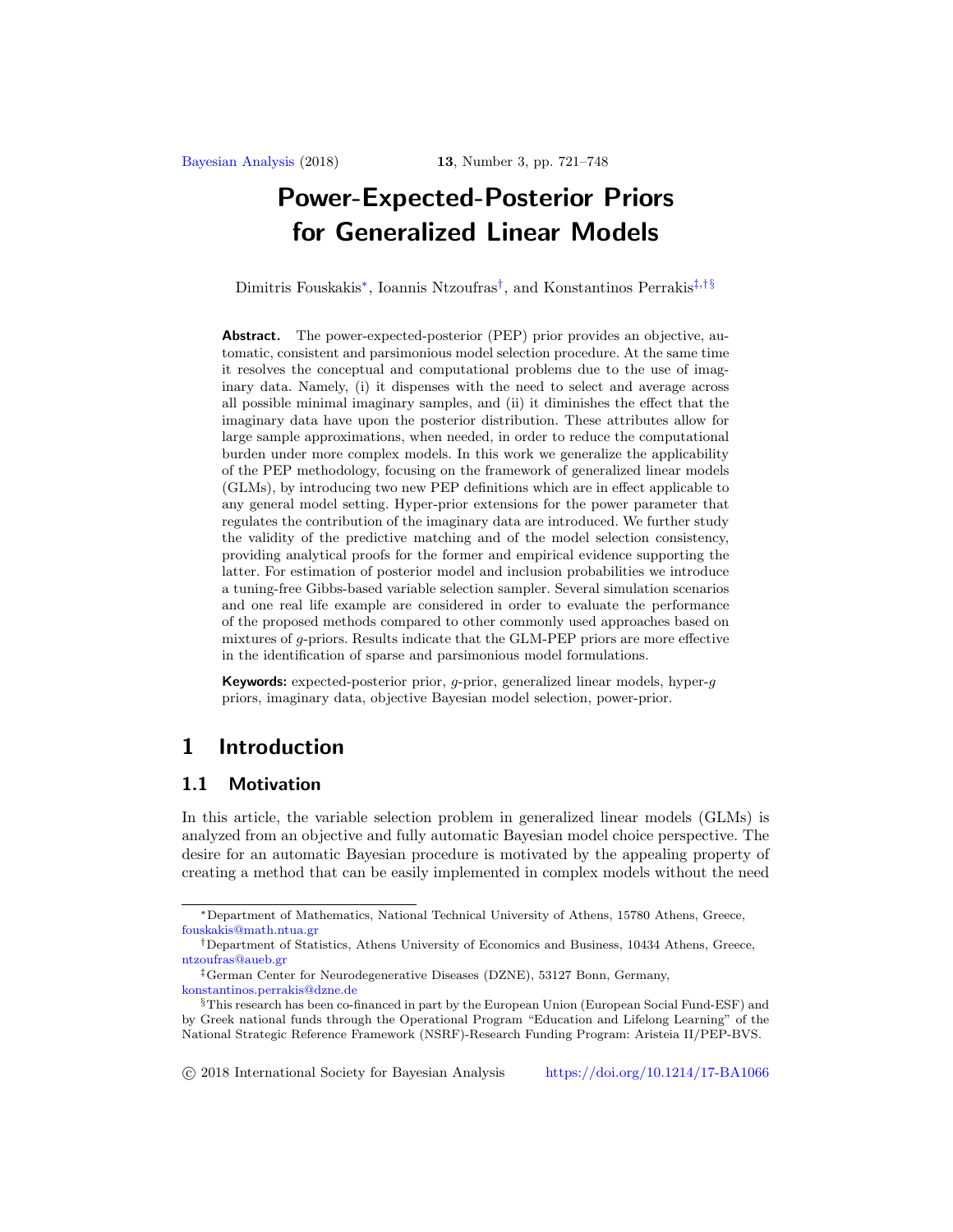# Power-Expected-Posterior Priors for Generalized Linear Models

Dimitris Fouskakis[*], Ioannis Ntzoufras[†], and Konstantinos Perrakis[‡,†§]

**Abstract.** The power-expected-posterior (PEP) prior provides an objective, automatic, consistent and parsimonious model selection procedure. At the same time it resolves the conceptual and computational problems due to the use of imaginary data. Namely, (i) it dispenses with the need to select and average across all possible minimal imaginary samples, and (ii) it diminishes the effect that the imaginary data have upon the posterior distribution. These attributes allow for large sample approximations, when needed, in order to reduce the computational burden under more complex models. In this work we generalize the applicability of the PEP methodology, focusing on the framework of generalized linear models (GLMs), by introducing two new PEP definitions which are in effect applicable to any general model setting. Hyper-prior extensions for the power parameter that regulates the contribution of the imaginary data are introduced. We further study the validity of the predictive matching and of the model selection consistency, providing analytical proofs for the former and empirical evidence supporting the latter. For estimation of posterior model and inclusion probabilities we introduce a tuning-free Gibbs-based variable selection sampler. Several simulation scenarios and one real life example are considered in order to evaluate the performance of the proposed methods compared to other commonly used approaches based on mixtures of $g$-priors. Results indicate that the GLM-PEP priors are more effective in the identification of sparse and parsimonious model formulations.

**Keywords:** expected-posterior prior, $g$-prior, generalized linear models, hyper-$g$ priors, imaginary data, objective Bayesian model selection, power-prior.

## 1 Introduction

### 1.1 Motivation

In this article, the variable selection problem in generalized linear models (GLMs) is analyzed from an objective and fully automatic Bayesian model choice perspective. The desire for an automatic Bayesian procedure is motivated by the appealing property of creating a method that can be easily implemented in complex models without the need

---

[*] Department of Mathematics, National Technical University of Athens, 15780 Athens, Greece, fouskakis@math.ntua.gr

[†] Department of Statistics, Athens University of Economics and Business, 10434 Athens, Greece, ntzoufras@aueb.gr

[‡] German Center for Neurodegenerative Diseases (DZNE), 53127 Bonn, Germany, konstantinos.perrakis@dzne.de

[§] This research has been co-financed in part by the European Union (European Social Fund-ESF) and by Greek national funds through the Operational Program "Education and Lifelong Learning" of the National Strategic Reference Framework (NSRF)-Research Funding Program: Aristeia II/PEP-BVS.

© 2018 International Society for Bayesian Analysis https://doi.org/10.1214/17-BA1066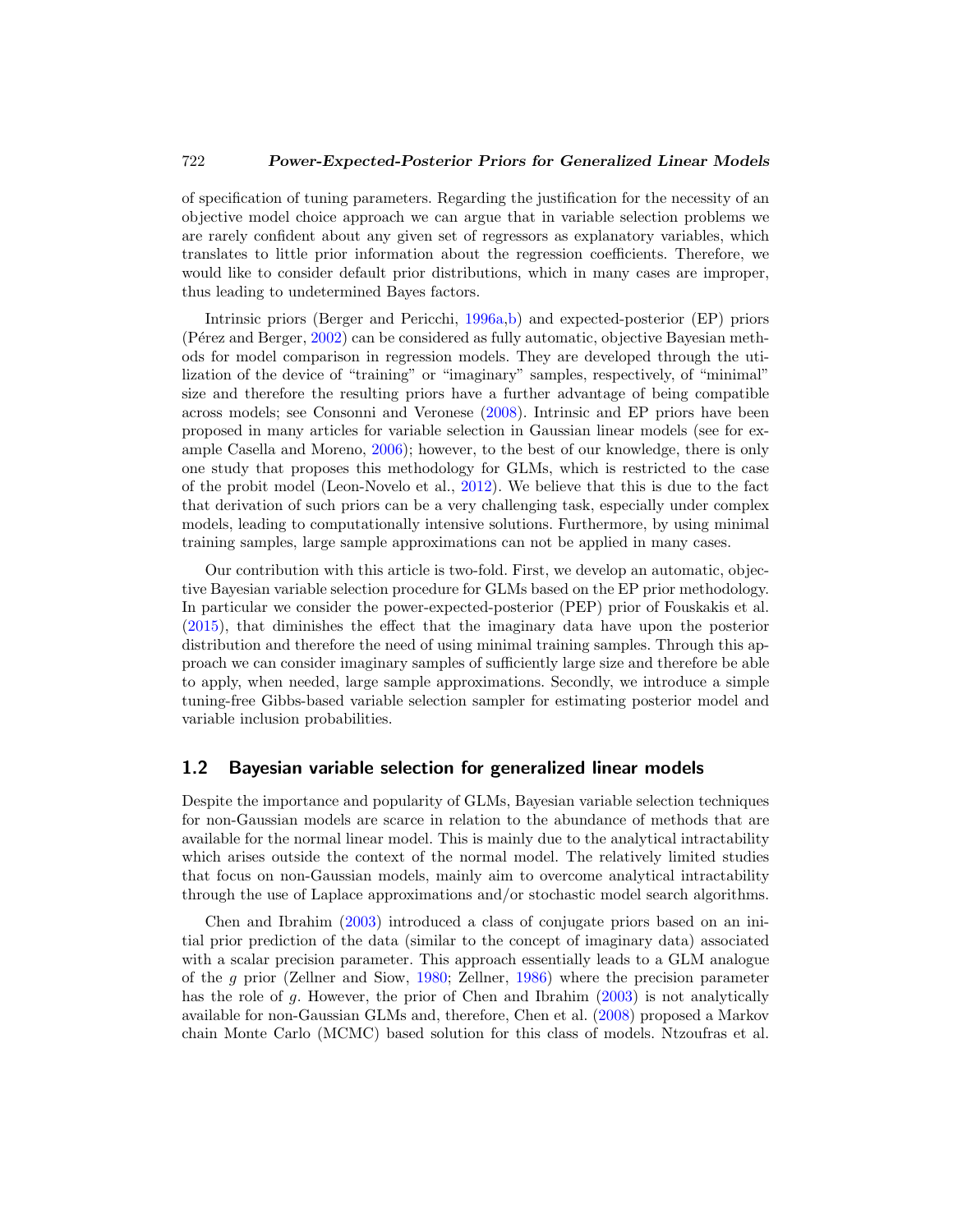of specification of tuning parameters. Regarding the justification for the necessity of an objective model choice approach we can argue that in variable selection problems we are rarely confident about any given set of regressors as explanatory variables, which translates to little prior information about the regression coefficients. Therefore, we would like to consider default prior distributions, which in many cases are improper, thus leading to undetermined Bayes factors.

Intrinsic priors (Berger and Pericchi, 1996a,b) and expected-posterior (EP) priors (Pérez and Berger, 2002) can be considered as fully automatic, objective Bayesian methods for model comparison in regression models. They are developed through the utilization of the device of "training" or "imaginary" samples, respectively, of "minimal" size and therefore the resulting priors have a further advantage of being compatible across models; see Consonni and Veronese (2008). Intrinsic and EP priors have been proposed in many articles for variable selection in Gaussian linear models (see for example Casella and Moreno, 2006); however, to the best of our knowledge, there is only one study that proposes this methodology for GLMs, which is restricted to the case of the probit model (Leon-Novelo et al., 2012). We believe that this is due to the fact that derivation of such priors can be a very challenging task, especially under complex models, leading to computationally intensive solutions. Furthermore, by using minimal training samples, large sample approximations can not be applied in many cases.

Our contribution with this article is two-fold. First, we develop an automatic, objective Bayesian variable selection procedure for GLMs based on the EP prior methodology. In particular we consider the power-expected-posterior (PEP) prior of Fouskakis et al. (2015), that diminishes the effect that the imaginary data have upon the posterior distribution and therefore the need of using minimal training samples. Through this approach we can consider imaginary samples of sufficiently large size and therefore be able to apply, when needed, large sample approximations. Secondly, we introduce a simple tuning-free Gibbs-based variable selection sampler for estimating posterior model and variable inclusion probabilities.

## 1.2 Bayesian variable selection for generalized linear models

Despite the importance and popularity of GLMs, Bayesian variable selection techniques for non-Gaussian models are scarce in relation to the abundance of methods that are available for the normal linear model. This is mainly due to the analytical intractability which arises outside the context of the normal model. The relatively limited studies that focus on non-Gaussian models, mainly aim to overcome analytical intractability through the use of Laplace approximations and/or stochastic model search algorithms.

Chen and Ibrahim (2003) introduced a class of conjugate priors based on an initial prior prediction of the data (similar to the concept of imaginary data) associated with a scalar precision parameter. This approach essentially leads to a GLM analogue of the $g$ prior (Zellner and Siow, 1980; Zellner, 1986) where the precision parameter has the role of $g$. However, the prior of Chen and Ibrahim (2003) is not analytically available for non-Gaussian GLMs and, therefore, Chen et al. (2008) proposed a Markov chain Monte Carlo (MCMC) based solution for this class of models. Ntzoufras et al.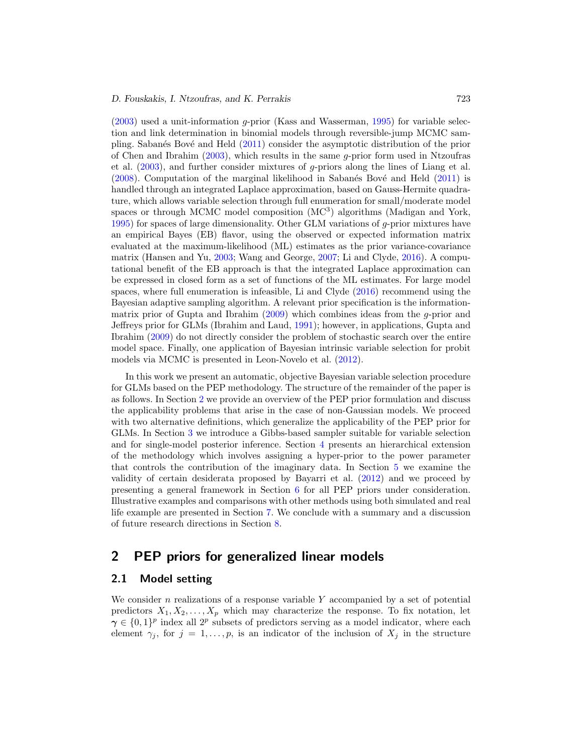(2003) used a unit-information $g$-prior (Kass and Wasserman, 1995) for variable selection and link determination in binomial models through reversible-jump MCMC sampling. Sabanés Bové and Held (2011) consider the asymptotic distribution of the prior of Chen and Ibrahim (2003), which results in the same $g$-prior form used in Ntzoufras et al. (2003), and further consider mixtures of $g$-priors along the lines of Liang et al. (2008). Computation of the marginal likelihood in Sabanés Bové and Held (2011) is handled through an integrated Laplace approximation, based on Gauss-Hermite quadrature, which allows variable selection through full enumeration for small/moderate model spaces or through MCMC model composition (MC$^3$) algorithms (Madigan and York, 1995) for spaces of large dimensionality. Other GLM variations of $g$-prior mixtures have an empirical Bayes (EB) flavor, using the observed or expected information matrix evaluated at the maximum-likelihood (ML) estimates as the prior variance-covariance matrix (Hansen and Yu, 2003; Wang and George, 2007; Li and Clyde, 2016). A computational benefit of the EB approach is that the integrated Laplace approximation can be expressed in closed form as a set of functions of the ML estimates. For large model spaces, where full enumeration is infeasible, Li and Clyde (2016) recommend using the Bayesian adaptive sampling algorithm. A relevant prior specification is the information-matrix prior of Gupta and Ibrahim (2009) which combines ideas from the $g$-prior and Jeffreys prior for GLMs (Ibrahim and Laud, 1991); however, in applications, Gupta and Ibrahim (2009) do not directly consider the problem of stochastic search over the entire model space. Finally, one application of Bayesian intrinsic variable selection for probit models via MCMC is presented in Leon-Novelo et al. (2012).

In this work we present an automatic, objective Bayesian variable selection procedure for GLMs based on the PEP methodology. The structure of the remainder of the paper is as follows. In Section 2 we provide an overview of the PEP prior formulation and discuss the applicability problems that arise in the case of non-Gaussian models. We proceed with two alternative definitions, which generalize the applicability of the PEP prior for GLMs. In Section 3 we introduce a Gibbs-based sampler suitable for variable selection and for single-model posterior inference. Section 4 presents an hierarchical extension of the methodology which involves assigning a hyper-prior to the power parameter that controls the contribution of the imaginary data. In Section 5 we examine the validity of certain desiderata proposed by Bayarri et al. (2012) and we proceed by presenting a general framework in Section 6 for all PEP priors under consideration. Illustrative examples and comparisons with other methods using both simulated and real life example are presented in Section 7. We conclude with a summary and a discussion of future research directions in Section 8.

## 2 PEP priors for generalized linear models

### 2.1 Model setting

We consider $n$ realizations of a response variable $Y$ accompanied by a set of potential predictors $X_1, X_2, \ldots, X_p$ which may characterize the response. To fix notation, let $\boldsymbol{\gamma} \in \{0,1\}^p$ index all $2^p$ subsets of predictors serving as a model indicator, where each element $\gamma_j$, for $j = 1, \ldots, p$, is an indicator of the inclusion of $X_j$ in the structure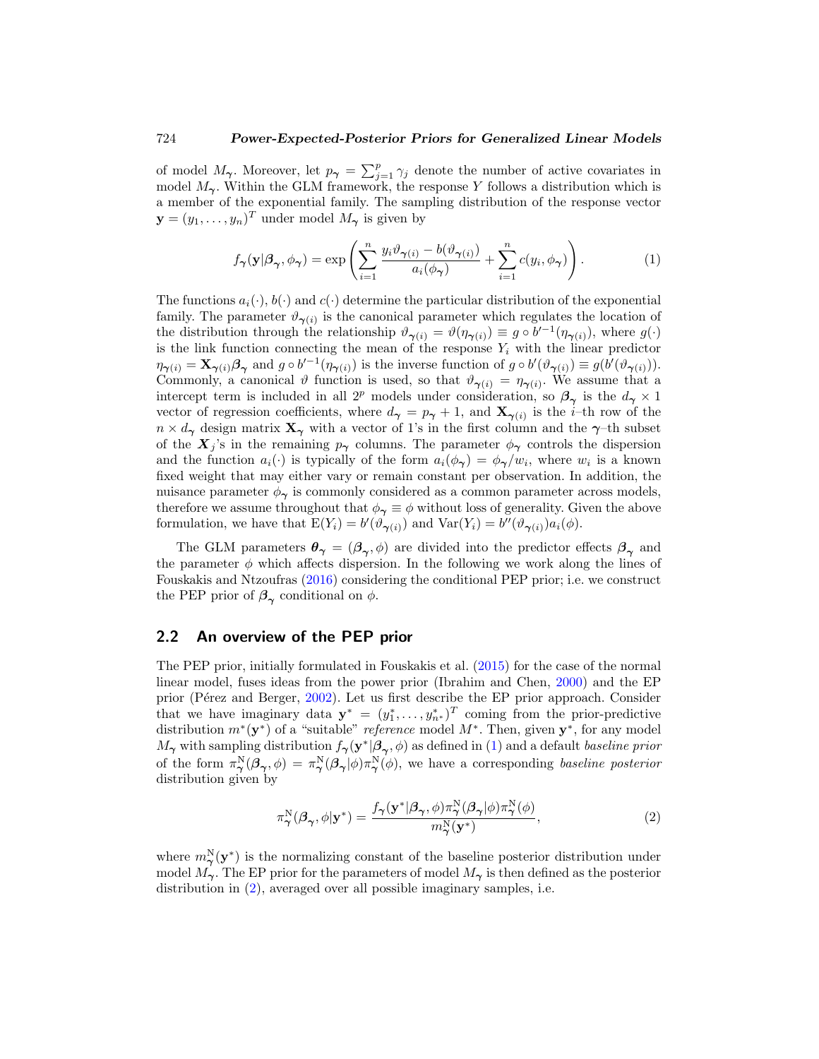of model $M_{\boldsymbol{\gamma}}$. Moreover, let $p_{\boldsymbol{\gamma}} = \sum_{j=1}^{p} \gamma_j$ denote the number of active covariates in model $M_{\boldsymbol{\gamma}}$. Within the GLM framework, the response $Y$ follows a distribution which is a member of the exponential family. The sampling distribution of the response vector $\mathbf{y} = (y_1, \ldots, y_n)^T$ under model $M_{\boldsymbol{\gamma}}$ is given by

$$f_{\boldsymbol{\gamma}}(\mathbf{y}|\boldsymbol{\beta}_{\boldsymbol{\gamma}}, \phi_{\boldsymbol{\gamma}}) = \exp\left( \sum_{i=1}^{n} \frac{y_i \vartheta_{\boldsymbol{\gamma}(i)} - b(\vartheta_{\boldsymbol{\gamma}(i)})}{a_i(\phi_{\boldsymbol{\gamma}})} + \sum_{i=1}^{n} c(y_i, \phi_{\boldsymbol{\gamma}}) \right). \tag{1}$$

The functions $a_i(\cdot)$, $b(\cdot)$ and $c(\cdot)$ determine the particular distribution of the exponential family. The parameter $\vartheta_{\boldsymbol{\gamma}(i)}$ is the canonical parameter which regulates the location of the distribution through the relationship $\vartheta_{\boldsymbol{\gamma}(i)} = \vartheta(\eta_{\boldsymbol{\gamma}(i)}) \equiv g \circ b'^{-1}(\eta_{\boldsymbol{\gamma}(i)})$, where $g(\cdot)$ is the link function connecting the mean of the response $Y_i$ with the linear predictor $\eta_{\boldsymbol{\gamma}(i)} = \mathbf{X}_{\boldsymbol{\gamma}(i)}\boldsymbol{\beta}_{\boldsymbol{\gamma}}$ and $g \circ b'^{-1}(\eta_{\boldsymbol{\gamma}(i)})$ is the inverse function of $g \circ b'(\vartheta_{\boldsymbol{\gamma}(i)}) \equiv g(b'(\vartheta_{\boldsymbol{\gamma}(i)}))$. Commonly, a canonical $\vartheta$ function is used, so that $\vartheta_{\boldsymbol{\gamma}(i)} = \eta_{\boldsymbol{\gamma}(i)}$. We assume that a intercept term is included in all $2^p$ models under consideration, so $\boldsymbol{\beta}_{\boldsymbol{\gamma}}$ is the $d_{\boldsymbol{\gamma}} \times 1$ vector of regression coefficients, where $d_{\boldsymbol{\gamma}} = p_{\boldsymbol{\gamma}} + 1$, and $\mathbf{X}_{\boldsymbol{\gamma}(i)}$ is the $i$–th row of the $n \times d_{\boldsymbol{\gamma}}$ design matrix $\mathbf{X}_{\boldsymbol{\gamma}}$ with a vector of 1's in the first column and the $\boldsymbol{\gamma}$–th subset of the $\boldsymbol{X}_j$'s in the remaining $p_{\boldsymbol{\gamma}}$ columns. The parameter $\phi_{\boldsymbol{\gamma}}$ controls the dispersion and the function $a_i(\cdot)$ is typically of the form $a_i(\phi_{\boldsymbol{\gamma}}) = \phi_{\boldsymbol{\gamma}}/w_i$, where $w_i$ is a known fixed weight that may either vary or remain constant per observation. In addition, the nuisance parameter $\phi_{\boldsymbol{\gamma}}$ is commonly considered as a common parameter across models, therefore we assume throughout that $\phi_{\boldsymbol{\gamma}} \equiv \phi$ without loss of generality. Given the above formulation, we have that $\mathrm{E}(Y_i) = b'(\vartheta_{\boldsymbol{\gamma}(i)})$ and $\mathrm{Var}(Y_i) = b''(\vartheta_{\boldsymbol{\gamma}(i)})a_i(\phi)$.

The GLM parameters $\boldsymbol{\theta}_{\boldsymbol{\gamma}} = (\boldsymbol{\beta}_{\boldsymbol{\gamma}}, \phi)$ are divided into the predictor effects $\boldsymbol{\beta}_{\boldsymbol{\gamma}}$ and the parameter $\phi$ which affects dispersion. In the following we work along the lines of Fouskakis and Ntzoufras (2016) considering the conditional PEP prior; i.e. we construct the PEP prior of $\boldsymbol{\beta}_{\boldsymbol{\gamma}}$ conditional on $\phi$.

## 2.2 An overview of the PEP prior

The PEP prior, initially formulated in Fouskakis et al. (2015) for the case of the normal linear model, fuses ideas from the power prior (Ibrahim and Chen, 2000) and the EP prior (Pérez and Berger, 2002). Let us first describe the EP prior approach. Consider that we have imaginary data $\mathbf{y}^* = (y_1^*, \ldots, y_{n^*}^*)^T$ coming from the prior-predictive distribution $m^*(\mathbf{y}^*)$ of a "suitable" *reference* model $M^*$. Then, given $\mathbf{y}^*$, for any model $M_{\boldsymbol{\gamma}}$ with sampling distribution $f_{\boldsymbol{\gamma}}(\mathbf{y}^*|\boldsymbol{\beta}_{\boldsymbol{\gamma}}, \phi)$ as defined in (1) and a default *baseline prior* of the form $\pi_{\boldsymbol{\gamma}}^{\mathrm{N}}(\boldsymbol{\beta}_{\boldsymbol{\gamma}}, \phi) = \pi_{\boldsymbol{\gamma}}^{\mathrm{N}}(\boldsymbol{\beta}_{\boldsymbol{\gamma}}|\phi)\pi_{\boldsymbol{\gamma}}^{\mathrm{N}}(\phi)$, we have a corresponding *baseline posterior* distribution given by

$$\pi_{\boldsymbol{\gamma}}^{\mathrm{N}}(\boldsymbol{\beta}_{\boldsymbol{\gamma}}, \phi|\mathbf{y}^*) = \frac{f_{\boldsymbol{\gamma}}(\mathbf{y}^*|\boldsymbol{\beta}_{\boldsymbol{\gamma}}, \phi)\pi_{\boldsymbol{\gamma}}^{\mathrm{N}}(\boldsymbol{\beta}_{\boldsymbol{\gamma}}|\phi)\pi_{\boldsymbol{\gamma}}^{\mathrm{N}}(\phi)}{m_{\boldsymbol{\gamma}}^{\mathrm{N}}(\mathbf{y}^*)}, \tag{2}$$

where $m_{\boldsymbol{\gamma}}^{\mathrm{N}}(\mathbf{y}^*)$ is the normalizing constant of the baseline posterior distribution under model $M_{\boldsymbol{\gamma}}$. The EP prior for the parameters of model $M_{\boldsymbol{\gamma}}$ is then defined as the posterior distribution in (2), averaged over all possible imaginary samples, i.e.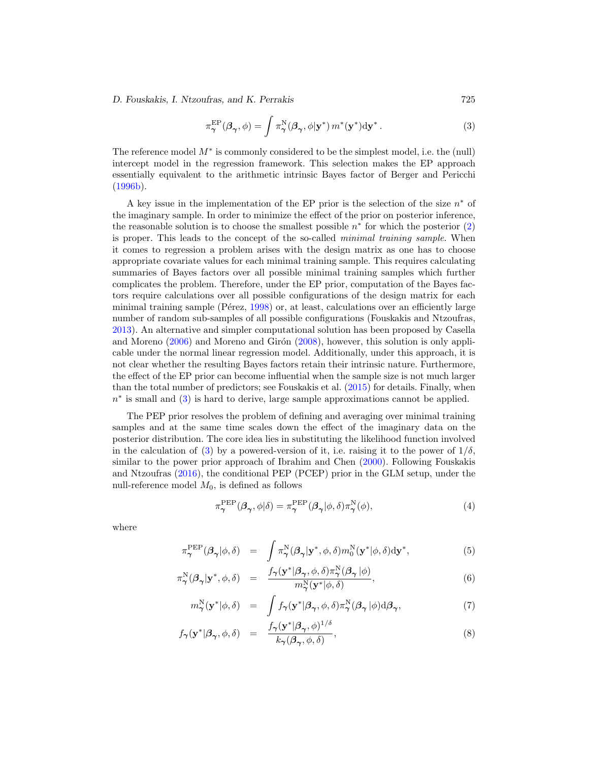$$\pi^{\mathrm{EP}}_{\boldsymbol{\gamma}}(\boldsymbol{\beta}_{\boldsymbol{\gamma}}, \phi) = \int \pi^{\mathrm{N}}_{\boldsymbol{\gamma}}(\boldsymbol{\beta}_{\boldsymbol{\gamma}}, \phi | \mathbf{y}^*)\, m^*(\mathbf{y}^*) \mathrm{d}\mathbf{y}^* \,. \tag{3}$$

The reference model $M^*$ is commonly considered to be the simplest model, i.e. the (null) intercept model in the regression framework. This selection makes the EP approach essentially equivalent to the arithmetic intrinsic Bayes factor of Berger and Pericchi (1996b).

A key issue in the implementation of the EP prior is the selection of the size $n^*$ of the imaginary sample. In order to minimize the effect of the prior on posterior inference, the reasonable solution is to choose the smallest possible $n^*$ for which the posterior (2) is proper. This leads to the concept of the so-called *minimal training sample*. When it comes to regression a problem arises with the design matrix as one has to choose appropriate covariate values for each minimal training sample. This requires calculating summaries of Bayes factors over all possible minimal training samples which further complicates the problem. Therefore, under the EP prior, computation of the Bayes factors require calculations over all possible configurations of the design matrix for each minimal training sample (Pérez, 1998) or, at least, calculations over an efficiently large number of random sub-samples of all possible configurations (Fouskakis and Ntzoufras, 2013). An alternative and simpler computational solution has been proposed by Casella and Moreno (2006) and Moreno and Girón (2008), however, this solution is only applicable under the normal linear regression model. Additionally, under this approach, it is not clear whether the resulting Bayes factors retain their intrinsic nature. Furthermore, the effect of the EP prior can become influential when the sample size is not much larger than the total number of predictors; see Fouskakis et al. (2015) for details. Finally, when $n^*$ is small and (3) is hard to derive, large sample approximations cannot be applied.

The PEP prior resolves the problem of defining and averaging over minimal training samples and at the same time scales down the effect of the imaginary data on the posterior distribution. The core idea lies in substituting the likelihood function involved in the calculation of (3) by a powered-version of it, i.e. raising it to the power of $1/\delta$, similar to the power prior approach of Ibrahim and Chen (2000). Following Fouskakis and Ntzoufras (2016), the conditional PEP (PCEP) prior in the GLM setup, under the null-reference model $M_0$, is defined as follows

$$\pi^{\mathrm{PEP}}_{\boldsymbol{\gamma}}(\boldsymbol{\beta}_{\boldsymbol{\gamma}}, \phi | \delta) = \pi^{\mathrm{PEP}}_{\boldsymbol{\gamma}}(\boldsymbol{\beta}_{\boldsymbol{\gamma}} | \phi, \delta) \pi^{\mathrm{N}}_{\boldsymbol{\gamma}}(\phi), \tag{4}$$

where

$$\pi^{\mathrm{PEP}}_{\boldsymbol{\gamma}}(\boldsymbol{\beta}_{\boldsymbol{\gamma}} | \phi, \delta) = \int \pi^{\mathrm{N}}_{\boldsymbol{\gamma}}(\boldsymbol{\beta}_{\boldsymbol{\gamma}} | \mathbf{y}^*, \phi, \delta) m^{\mathrm{N}}_0(\mathbf{y}^* | \phi, \delta) \mathrm{d}\mathbf{y}^*, \tag{5}$$

$$\pi^{\mathrm{N}}_{\boldsymbol{\gamma}}(\boldsymbol{\beta}_{\boldsymbol{\gamma}} | \mathbf{y}^*, \phi, \delta) = \frac{f_{\boldsymbol{\gamma}}(\mathbf{y}^* | \boldsymbol{\beta}_{\boldsymbol{\gamma}}, \phi, \delta) \pi^{\mathrm{N}}_{\boldsymbol{\gamma}}(\boldsymbol{\beta}_{\boldsymbol{\gamma}} | \phi)}{m^{\mathrm{N}}_{\boldsymbol{\gamma}}(\mathbf{y}^* | \phi, \delta)}, \tag{6}$$

$$m^{\mathrm{N}}_{\boldsymbol{\gamma}}(\mathbf{y}^* | \phi, \delta) = \int f_{\boldsymbol{\gamma}}(\mathbf{y}^* | \boldsymbol{\beta}_{\boldsymbol{\gamma}}, \phi, \delta) \pi^{\mathrm{N}}_{\boldsymbol{\gamma}}(\boldsymbol{\beta}_{\boldsymbol{\gamma}} | \phi) \mathrm{d}\boldsymbol{\beta}_{\boldsymbol{\gamma}}, \tag{7}$$

$$f_{\boldsymbol{\gamma}}(\mathbf{y}^* | \boldsymbol{\beta}_{\boldsymbol{\gamma}}, \phi, \delta) = \frac{f_{\boldsymbol{\gamma}}(\mathbf{y}^* | \boldsymbol{\beta}_{\boldsymbol{\gamma}}, \phi)^{1/\delta}}{k_{\boldsymbol{\gamma}}(\boldsymbol{\beta}_{\boldsymbol{\gamma}}, \phi, \delta)}, \tag{8}$$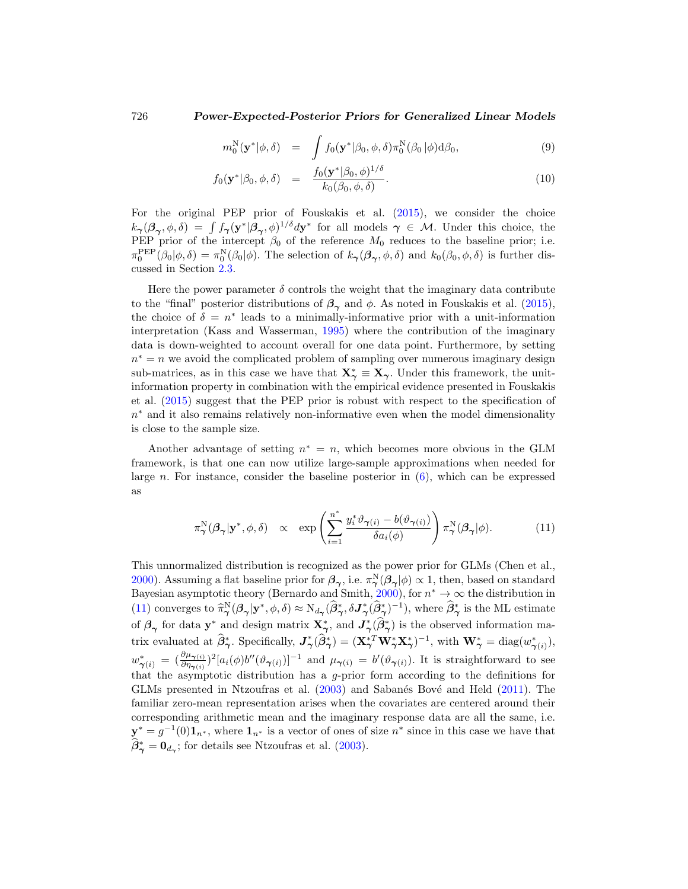$$m_0^{\mathrm{N}}(\mathbf{y}^*|\phi,\delta) \;=\; \int f_0(\mathbf{y}^*|\beta_0,\phi,\delta)\pi_0^{\mathrm{N}}(\beta_0\,|\phi)\mathrm{d}\beta_0, \tag{9}$$

$$f_0(\mathbf{y}^*|\beta_0,\phi,\delta) \;=\; \frac{f_0(\mathbf{y}^*|\beta_0,\phi)^{1/\delta}}{k_0(\beta_0,\phi,\delta)}. \tag{10}$$

For the original PEP prior of Fouskakis et al. (2015), we consider the choice $k_{\boldsymbol{\gamma}}(\boldsymbol{\beta}_{\boldsymbol{\gamma}},\phi,\delta) = \int f_{\boldsymbol{\gamma}}(\mathbf{y}^*|\boldsymbol{\beta}_{\boldsymbol{\gamma}},\phi)^{1/\delta}d\mathbf{y}^*$ for all models $\boldsymbol{\gamma} \in \mathcal{M}$. Under this choice, the PEP prior of the intercept $\beta_0$ of the reference $M_0$ reduces to the baseline prior; i.e. $\pi_0^{\mathrm{PEP}}(\beta_0|\phi,\delta) = \pi_0^{\mathrm{N}}(\beta_0|\phi)$. The selection of $k_{\boldsymbol{\gamma}}(\boldsymbol{\beta}_{\boldsymbol{\gamma}},\phi,\delta)$ and $k_0(\beta_0,\phi,\delta)$ is further discussed in Section 2.3.

Here the power parameter $\delta$ controls the weight that the imaginary data contribute to the "final" posterior distributions of $\boldsymbol{\beta}_{\boldsymbol{\gamma}}$ and $\phi$. As noted in Fouskakis et al. (2015), the choice of $\delta = n^*$ leads to a minimally-informative prior with a unit-information interpretation (Kass and Wasserman, 1995) where the contribution of the imaginary data is down-weighted to account overall for one data point. Furthermore, by setting $n^* = n$ we avoid the complicated problem of sampling over numerous imaginary design sub-matrices, as in this case we have that $\mathbf{X}^*_{\boldsymbol{\gamma}} \equiv \mathbf{X}_{\boldsymbol{\gamma}}$. Under this framework, the unit-information property in combination with the empirical evidence presented in Fouskakis et al. (2015) suggest that the PEP prior is robust with respect to the specification of $n^*$ and it also remains relatively non-informative even when the model dimensionality is close to the sample size.

Another advantage of setting $n^* = n$, which becomes more obvious in the GLM framework, is that one can now utilize large-sample approximations when needed for large $n$. For instance, consider the baseline posterior in (6), which can be expressed as

$$\pi_{\boldsymbol{\gamma}}^{\mathrm{N}}(\boldsymbol{\beta}_{\boldsymbol{\gamma}}|\mathbf{y}^*,\phi,\delta) \;\propto\; \exp\left(\sum_{i=1}^{n^*}\frac{y_i^*\vartheta_{\boldsymbol{\gamma}(i)} - b(\vartheta_{\boldsymbol{\gamma}(i)})}{\delta a_i(\phi)}\right)\pi_{\boldsymbol{\gamma}}^{\mathrm{N}}(\boldsymbol{\beta}_{\boldsymbol{\gamma}}|\phi). \tag{11}$$

This unnormalized distribution is recognized as the power prior for GLMs (Chen et al., 2000). Assuming a flat baseline prior for $\boldsymbol{\beta}_{\boldsymbol{\gamma}}$, i.e. $\pi_{\boldsymbol{\gamma}}^{\mathrm{N}}(\boldsymbol{\beta}_{\boldsymbol{\gamma}}|\phi) \propto 1$, then, based on standard Bayesian asymptotic theory (Bernardo and Smith, 2000), for $n^* \to \infty$ the distribution in (11) converges to $\widehat{\pi}_{\boldsymbol{\gamma}}^{\mathrm{N}}(\boldsymbol{\beta}_{\boldsymbol{\gamma}}|\mathbf{y}^*,\phi,\delta) \approx \mathrm{N}_{d_{\boldsymbol{\gamma}}}(\widehat{\boldsymbol{\beta}}^*_{\boldsymbol{\gamma}}, \delta \boldsymbol{J}^*_{\boldsymbol{\gamma}}(\widehat{\boldsymbol{\beta}}^*_{\boldsymbol{\gamma}})^{-1})$, where $\widehat{\boldsymbol{\beta}}^*_{\boldsymbol{\gamma}}$ is the ML estimate of $\boldsymbol{\beta}_{\boldsymbol{\gamma}}$ for data $\mathbf{y}^*$ and design matrix $\mathbf{X}^*_{\boldsymbol{\gamma}}$, and $\boldsymbol{J}^*_{\boldsymbol{\gamma}}(\widehat{\boldsymbol{\beta}}^*_{\boldsymbol{\gamma}})$ is the observed information matrix evaluated at $\widehat{\boldsymbol{\beta}}^*_{\boldsymbol{\gamma}}$. Specifically, $\boldsymbol{J}^*_{\boldsymbol{\gamma}}(\widehat{\boldsymbol{\beta}}^*_{\boldsymbol{\gamma}}) = (\mathbf{X}^{*T}_{\boldsymbol{\gamma}}\mathbf{W}^*_{\boldsymbol{\gamma}}\mathbf{X}^*_{\boldsymbol{\gamma}})^{-1}$, with $\mathbf{W}^*_{\boldsymbol{\gamma}} = \mathrm{diag}(w^*_{\boldsymbol{\gamma}(i)})$, $w^*_{\boldsymbol{\gamma}(i)} = (\frac{\partial \mu_{\boldsymbol{\gamma}(i)}}{\partial \eta_{\boldsymbol{\gamma}(i)}})^2[a_i(\phi)b''(\vartheta_{\boldsymbol{\gamma}(i)})]^{-1}$ and $\mu_{\boldsymbol{\gamma}(i)} = b'(\vartheta_{\boldsymbol{\gamma}(i)})$. It is straightforward to see that the asymptotic distribution has a $g$-prior form according to the definitions for GLMs presented in Ntzoufras et al. (2003) and Sabanés Bové and Held (2011). The familiar zero-mean representation arises when the covariates are centered around their corresponding arithmetic mean and the imaginary response data are all the same, i.e. $\mathbf{y}^* = g^{-1}(0)\mathbf{1}_{n^*}$, where $\mathbf{1}_{n^*}$ is a vector of ones of size $n^*$ since in this case we have that $\widehat{\boldsymbol{\beta}}^*_{\boldsymbol{\gamma}} = \mathbf{0}_{d_{\boldsymbol{\gamma}}}$; for details see Ntzoufras et al. (2003).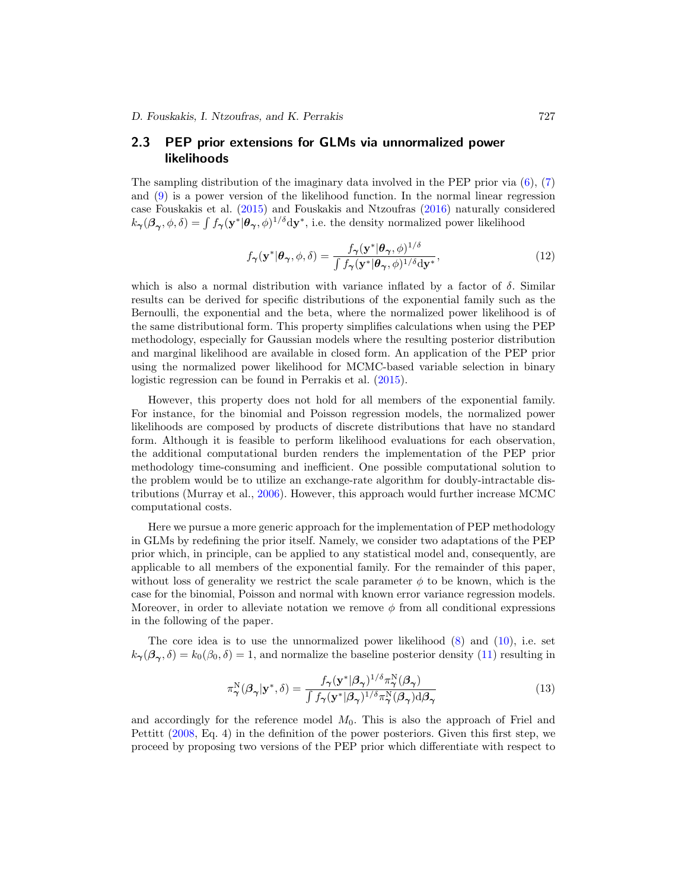## 2.3 PEP prior extensions for GLMs via unnormalized power likelihoods

The sampling distribution of the imaginary data involved in the PEP prior via (6), (7) and (9) is a power version of the likelihood function. In the normal linear regression case Fouskakis et al. (2015) and Fouskakis and Ntzoufras (2016) naturally considered $k_{\boldsymbol{\gamma}}(\boldsymbol{\beta}_{\boldsymbol{\gamma}}, \phi, \delta) = \int f_{\boldsymbol{\gamma}}(\mathbf{y}^* | \boldsymbol{\theta}_{\boldsymbol{\gamma}}, \phi)^{1/\delta} \mathrm{d}\mathbf{y}^*$, i.e. the density normalized power likelihood

$$
f_{\boldsymbol{\gamma}}(\mathbf{y}^* | \boldsymbol{\theta}_{\boldsymbol{\gamma}}, \phi, \delta) = \frac{f_{\boldsymbol{\gamma}}(\mathbf{y}^* | \boldsymbol{\theta}_{\boldsymbol{\gamma}}, \phi)^{1/\delta}}{\int f_{\boldsymbol{\gamma}}(\mathbf{y}^* | \boldsymbol{\theta}_{\boldsymbol{\gamma}}, \phi)^{1/\delta} \mathrm{d}\mathbf{y}^*}, \tag{12}
$$

which is also a normal distribution with variance inflated by a factor of $\delta$. Similar results can be derived for specific distributions of the exponential family such as the Bernoulli, the exponential and the beta, where the normalized power likelihood is of the same distributional form. This property simplifies calculations when using the PEP methodology, especially for Gaussian models where the resulting posterior distribution and marginal likelihood are available in closed form. An application of the PEP prior using the normalized power likelihood for MCMC-based variable selection in binary logistic regression can be found in Perrakis et al. (2015).

However, this property does not hold for all members of the exponential family. For instance, for the binomial and Poisson regression models, the normalized power likelihoods are composed by products of discrete distributions that have no standard form. Although it is feasible to perform likelihood evaluations for each observation, the additional computational burden renders the implementation of the PEP prior methodology time-consuming and inefficient. One possible computational solution to the problem would be to utilize an exchange-rate algorithm for doubly-intractable distributions (Murray et al., 2006). However, this approach would further increase MCMC computational costs.

Here we pursue a more generic approach for the implementation of PEP methodology in GLMs by redefining the prior itself. Namely, we consider two adaptations of the PEP prior which, in principle, can be applied to any statistical model and, consequently, are applicable to all members of the exponential family. For the remainder of this paper, without loss of generality we restrict the scale parameter $\phi$ to be known, which is the case for the binomial, Poisson and normal with known error variance regression models. Moreover, in order to alleviate notation we remove $\phi$ from all conditional expressions in the following of the paper.

The core idea is to use the unnormalized power likelihood (8) and (10), i.e. set $k_{\boldsymbol{\gamma}}(\boldsymbol{\beta}_{\boldsymbol{\gamma}}, \delta) = k_0(\beta_0, \delta) = 1$, and normalize the baseline posterior density (11) resulting in

$$
\pi^{\mathrm{N}}_{\boldsymbol{\gamma}}(\boldsymbol{\beta}_{\boldsymbol{\gamma}} | \mathbf{y}^*, \delta) = \frac{f_{\boldsymbol{\gamma}}(\mathbf{y}^* | \boldsymbol{\beta}_{\boldsymbol{\gamma}})^{1/\delta} \pi^{\mathrm{N}}_{\boldsymbol{\gamma}}(\boldsymbol{\beta}_{\boldsymbol{\gamma}})}{\int f_{\boldsymbol{\gamma}}(\mathbf{y}^* | \boldsymbol{\beta}_{\boldsymbol{\gamma}})^{1/\delta} \pi^{\mathrm{N}}_{\boldsymbol{\gamma}}(\boldsymbol{\beta}_{\boldsymbol{\gamma}}) \mathrm{d}\boldsymbol{\beta}_{\boldsymbol{\gamma}}} \tag{13}
$$

and accordingly for the reference model $M_0$. This is also the approach of Friel and Pettitt (2008, Eq. 4) in the definition of the power posteriors. Given this first step, we proceed by proposing two versions of the PEP prior which differentiate with respect to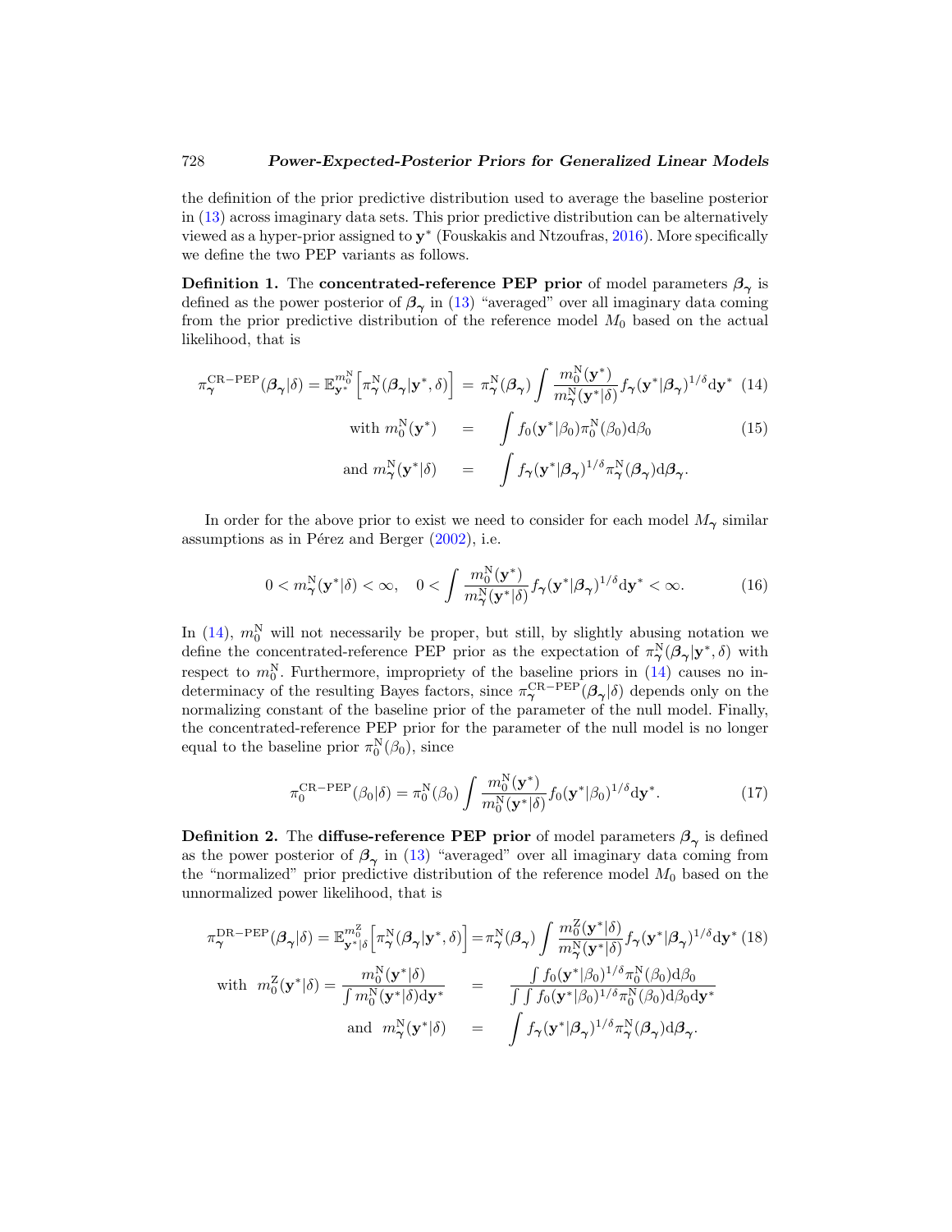the definition of the prior predictive distribution used to average the baseline posterior in (13) across imaginary data sets. This prior predictive distribution can be alternatively viewed as a hyper-prior assigned to $\mathbf{y}^*$ (Fouskakis and Ntzoufras, 2016). More specifically we define the two PEP variants as follows.

**Definition 1.** The **concentrated-reference PEP prior** of model parameters $\boldsymbol{\beta}_{\boldsymbol{\gamma}}$ is defined as the power posterior of $\boldsymbol{\beta}_{\boldsymbol{\gamma}}$ in (13) "averaged" over all imaginary data coming from the prior predictive distribution of the reference model $M_0$ based on the actual likelihood, that is

$$\pi_{\boldsymbol{\gamma}}^{\mathrm{CR-PEP}}(\boldsymbol{\beta}_{\boldsymbol{\gamma}}|\delta) = \mathbb{E}_{\mathbf{y}^*}^{m_0^{\mathrm{N}}}\Big[\pi_{\boldsymbol{\gamma}}^{\mathrm{N}}(\boldsymbol{\beta}_{\boldsymbol{\gamma}}|\mathbf{y}^*,\delta)\Big] = \pi_{\boldsymbol{\gamma}}^{\mathrm{N}}(\boldsymbol{\beta}_{\boldsymbol{\gamma}}) \int \frac{m_0^{\mathrm{N}}(\mathbf{y}^*)}{m_{\boldsymbol{\gamma}}^{\mathrm{N}}(\mathbf{y}^*|\delta)} f_{\boldsymbol{\gamma}}(\mathbf{y}^*|\boldsymbol{\beta}_{\boldsymbol{\gamma}})^{1/\delta} \mathrm{d}\mathbf{y}^* \quad (14)$$

$$\text{with } m_0^{\mathrm{N}}(\mathbf{y}^*) = \int f_0(\mathbf{y}^*|\beta_0)\pi_0^{\mathrm{N}}(\beta_0)\mathrm{d}\beta_0 \quad (15)$$

$$\text{and } m_{\boldsymbol{\gamma}}^{\mathrm{N}}(\mathbf{y}^*|\delta) = \int f_{\boldsymbol{\gamma}}(\mathbf{y}^*|\boldsymbol{\beta}_{\boldsymbol{\gamma}})^{1/\delta}\pi_{\boldsymbol{\gamma}}^{\mathrm{N}}(\boldsymbol{\beta}_{\boldsymbol{\gamma}})\mathrm{d}\boldsymbol{\beta}_{\boldsymbol{\gamma}}.$$

In order for the above prior to exist we need to consider for each model $M_{\boldsymbol{\gamma}}$ similar assumptions as in Pérez and Berger (2002), i.e.

$$0 < m_{\boldsymbol{\gamma}}^{\mathrm{N}}(\mathbf{y}^*|\delta) < \infty, \quad 0 < \int \frac{m_0^{\mathrm{N}}(\mathbf{y}^*)}{m_{\boldsymbol{\gamma}}^{\mathrm{N}}(\mathbf{y}^*|\delta)} f_{\boldsymbol{\gamma}}(\mathbf{y}^*|\boldsymbol{\beta}_{\boldsymbol{\gamma}})^{1/\delta}\mathrm{d}\mathbf{y}^* < \infty. \quad (16)$$

In (14), $m_0^{\mathrm{N}}$ will not necessarily be proper, but still, by slightly abusing notation we define the concentrated-reference PEP prior as the expectation of $\pi_{\boldsymbol{\gamma}}^{\mathrm{N}}(\boldsymbol{\beta}_{\boldsymbol{\gamma}}|\mathbf{y}^*,\delta)$ with respect to $m_0^{\mathrm{N}}$. Furthermore, impropriety of the baseline priors in (14) causes no indeterminacy of the resulting Bayes factors, since $\pi_{\boldsymbol{\gamma}}^{\mathrm{CR-PEP}}(\boldsymbol{\beta}_{\boldsymbol{\gamma}}|\delta)$ depends only on the normalizing constant of the baseline prior of the parameter of the null model. Finally, the concentrated-reference PEP prior for the parameter of the null model is no longer equal to the baseline prior $\pi_0^{\mathrm{N}}(\beta_0)$, since

$$\pi_0^{\mathrm{CR-PEP}}(\beta_0|\delta) = \pi_0^{\mathrm{N}}(\beta_0) \int \frac{m_0^{\mathrm{N}}(\mathbf{y}^*)}{m_0^{\mathrm{N}}(\mathbf{y}^*|\delta)} f_0(\mathbf{y}^*|\beta_0)^{1/\delta}\mathrm{d}\mathbf{y}^*. \quad (17)$$

**Definition 2.** The **diffuse-reference PEP prior** of model parameters $\boldsymbol{\beta}_{\boldsymbol{\gamma}}$ is defined as the power posterior of $\boldsymbol{\beta}_{\boldsymbol{\gamma}}$ in (13) "averaged" over all imaginary data coming from the "normalized" prior predictive distribution of the reference model $M_0$ based on the unnormalized power likelihood, that is

$$\pi_{\boldsymbol{\gamma}}^{\mathrm{DR-PEP}}(\boldsymbol{\beta}_{\boldsymbol{\gamma}}|\delta) = \mathbb{E}_{\mathbf{y}^*|\delta}^{m_0^{\mathrm{Z}}}\Big[\pi_{\boldsymbol{\gamma}}^{\mathrm{N}}(\boldsymbol{\beta}_{\boldsymbol{\gamma}}|\mathbf{y}^*,\delta)\Big] = \pi_{\boldsymbol{\gamma}}^{\mathrm{N}}(\boldsymbol{\beta}_{\boldsymbol{\gamma}}) \int \frac{m_0^{\mathrm{Z}}(\mathbf{y}^*|\delta)}{m_{\boldsymbol{\gamma}}^{\mathrm{N}}(\mathbf{y}^*|\delta)} f_{\boldsymbol{\gamma}}(\mathbf{y}^*|\boldsymbol{\beta}_{\boldsymbol{\gamma}})^{1/\delta}\mathrm{d}\mathbf{y}^* \quad (18)$$

$$\text{with } m_0^{\mathrm{Z}}(\mathbf{y}^*|\delta) = \frac{m_0^{\mathrm{N}}(\mathbf{y}^*|\delta)}{\int m_0^{\mathrm{N}}(\mathbf{y}^*|\delta)\mathrm{d}\mathbf{y}^*} = \frac{\int f_0(\mathbf{y}^*|\beta_0)^{1/\delta}\pi_0^{\mathrm{N}}(\beta_0)\mathrm{d}\beta_0}{\int\int f_0(\mathbf{y}^*|\beta_0)^{1/\delta}\pi_0^{\mathrm{N}}(\beta_0)\mathrm{d}\beta_0\mathrm{d}\mathbf{y}^*}$$

$$\text{and } m_{\boldsymbol{\gamma}}^{\mathrm{N}}(\mathbf{y}^*|\delta) = \int f_{\boldsymbol{\gamma}}(\mathbf{y}^*|\boldsymbol{\beta}_{\boldsymbol{\gamma}})^{1/\delta}\pi_{\boldsymbol{\gamma}}^{\mathrm{N}}(\boldsymbol{\beta}_{\boldsymbol{\gamma}})\mathrm{d}\boldsymbol{\beta}_{\boldsymbol{\gamma}}.$$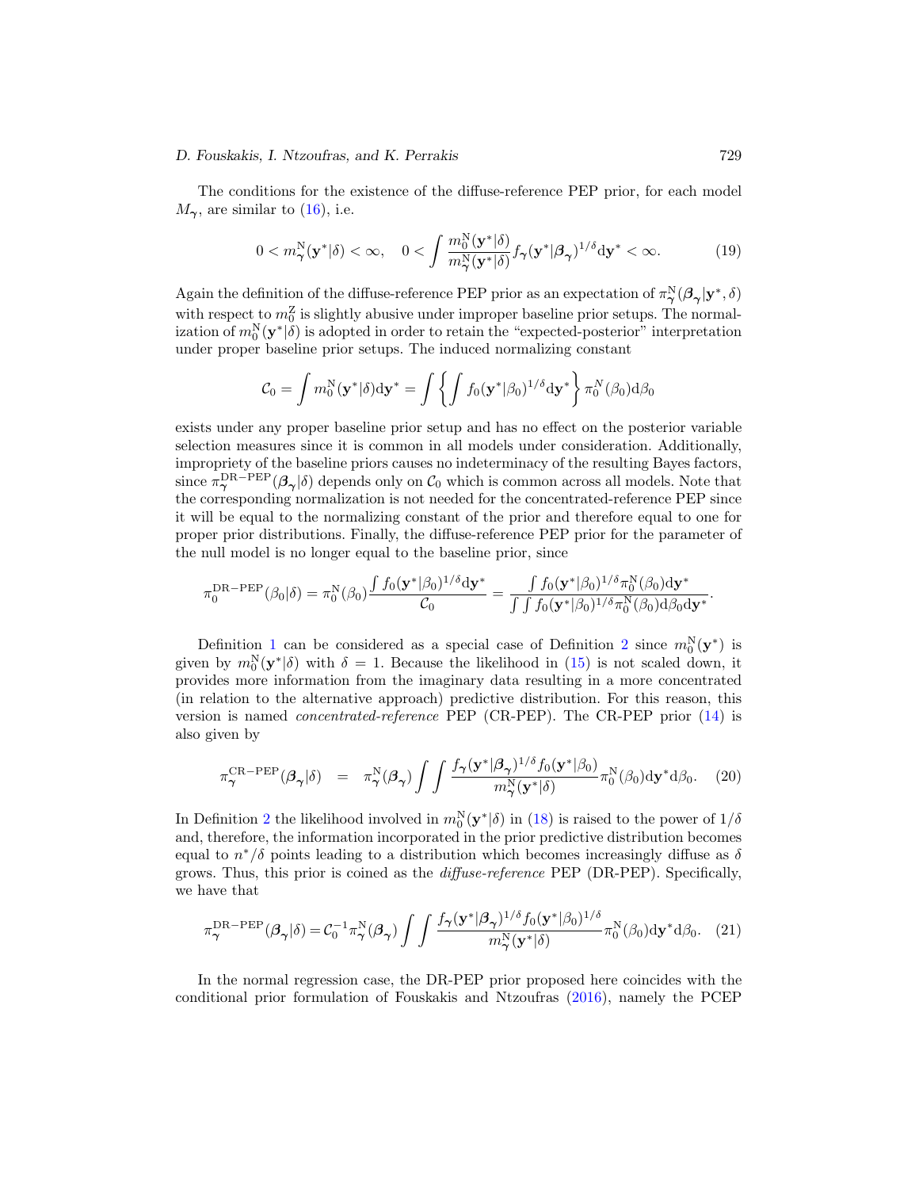The conditions for the existence of the diffuse-reference PEP prior, for each model $M_{\boldsymbol{\gamma}}$, are similar to (16), i.e.

$$0 < m^{\rm N}_{\boldsymbol{\gamma}}(\mathbf{y}^*|\delta) < \infty, \quad 0 < \int \frac{m^{\rm N}_0(\mathbf{y}^*|\delta)}{m^{\rm N}_{\boldsymbol{\gamma}}(\mathbf{y}^*|\delta)} f_{\boldsymbol{\gamma}}(\mathbf{y}^*|\boldsymbol{\beta}_{\boldsymbol{\gamma}})^{1/\delta} \mathrm{d}\mathbf{y}^* < \infty. \tag{19}$$

Again the definition of the diffuse-reference PEP prior as an expectation of $\pi^{\rm N}_{\boldsymbol{\gamma}}(\boldsymbol{\beta}_{\boldsymbol{\gamma}}|\mathbf{y}^*, \delta)$ with respect to $m^{\rm Z}_0$ is slightly abusive under improper baseline prior setups. The normalization of $m^{\rm N}_0(\mathbf{y}^*|\delta)$ is adopted in order to retain the "expected-posterior" interpretation under proper baseline prior setups. The induced normalizing constant

$$\mathcal{C}_0 = \int m^{\rm N}_0(\mathbf{y}^*|\delta)\mathrm{d}\mathbf{y}^* = \int \left\{ \int f_0(\mathbf{y}^*|\beta_0)^{1/\delta} \mathrm{d}\mathbf{y}^* \right\} \pi^N_0(\beta_0)\mathrm{d}\beta_0$$

exists under any proper baseline prior setup and has no effect on the posterior variable selection measures since it is common in all models under consideration. Additionally, impropriety of the baseline priors causes no indeterminacy of the resulting Bayes factors, since $\pi^{\rm DR-PEP}_{\boldsymbol{\gamma}}(\boldsymbol{\beta}_{\boldsymbol{\gamma}}|\delta)$ depends only on $\mathcal{C}_0$ which is common across all models. Note that the corresponding normalization is not needed for the concentrated-reference PEP since it will be equal to the normalizing constant of the prior and therefore equal to one for proper prior distributions. Finally, the diffuse-reference PEP prior for the parameter of the null model is no longer equal to the baseline prior, since

$$\pi^{\rm DR-PEP}_0(\beta_0|\delta) = \pi^{\rm N}_0(\beta_0)\frac{\int f_0(\mathbf{y}^*|\beta_0)^{1/\delta}\mathrm{d}\mathbf{y}^*}{\mathcal{C}_0} = \frac{\int f_0(\mathbf{y}^*|\beta_0)^{1/\delta}\pi^{\rm N}_0(\beta_0)\mathrm{d}\mathbf{y}^*}{\int\int f_0(\mathbf{y}^*|\beta_0)^{1/\delta}\pi^{\rm N}_0(\beta_0)\mathrm{d}\beta_0\mathrm{d}\mathbf{y}^*}.$$

Definition 1 can be considered as a special case of Definition 2 since $m^{\rm N}_0(\mathbf{y}^*)$ is given by $m^{\rm N}_0(\mathbf{y}^*|\delta)$ with $\delta = 1$. Because the likelihood in (15) is not scaled down, it provides more information from the imaginary data resulting in a more concentrated (in relation to the alternative approach) predictive distribution. For this reason, this version is named *concentrated-reference* PEP (CR-PEP). The CR-PEP prior (14) is also given by

$$\pi^{\rm CR-PEP}_{\boldsymbol{\gamma}}(\boldsymbol{\beta}_{\boldsymbol{\gamma}}|\delta) \quad = \quad \pi^{\rm N}_{\boldsymbol{\gamma}}(\boldsymbol{\beta}_{\boldsymbol{\gamma}}) \int\int \frac{f_{\boldsymbol{\gamma}}(\mathbf{y}^*|\boldsymbol{\beta}_{\boldsymbol{\gamma}})^{1/\delta} f_0(\mathbf{y}^*|\beta_0)}{m^{\rm N}_{\boldsymbol{\gamma}}(\mathbf{y}^*|\delta)} \pi^{\rm N}_0(\beta_0)\mathrm{d}\mathbf{y}^*\mathrm{d}\beta_0. \tag{20}$$

In Definition 2 the likelihood involved in $m^{\rm N}_0(\mathbf{y}^*|\delta)$ in (18) is raised to the power of $1/\delta$ and, therefore, the information incorporated in the prior predictive distribution becomes equal to $n^*/\delta$ points leading to a distribution which becomes increasingly diffuse as $\delta$ grows. Thus, this prior is coined as the *diffuse-reference* PEP (DR-PEP). Specifically, we have that

$$\pi^{\rm DR-PEP}_{\boldsymbol{\gamma}}(\boldsymbol{\beta}_{\boldsymbol{\gamma}}|\delta) = \mathcal{C}_0^{-1}\pi^{\rm N}_{\boldsymbol{\gamma}}(\boldsymbol{\beta}_{\boldsymbol{\gamma}}) \int\int \frac{f_{\boldsymbol{\gamma}}(\mathbf{y}^*|\boldsymbol{\beta}_{\boldsymbol{\gamma}})^{1/\delta} f_0(\mathbf{y}^*|\beta_0)^{1/\delta}}{m^{\rm N}_{\boldsymbol{\gamma}}(\mathbf{y}^*|\delta)} \pi^{\rm N}_0(\beta_0)\mathrm{d}\mathbf{y}^*\mathrm{d}\beta_0. \tag{21}$$

In the normal regression case, the DR-PEP prior proposed here coincides with the conditional prior formulation of Fouskakis and Ntzoufras (2016), namely the PCEP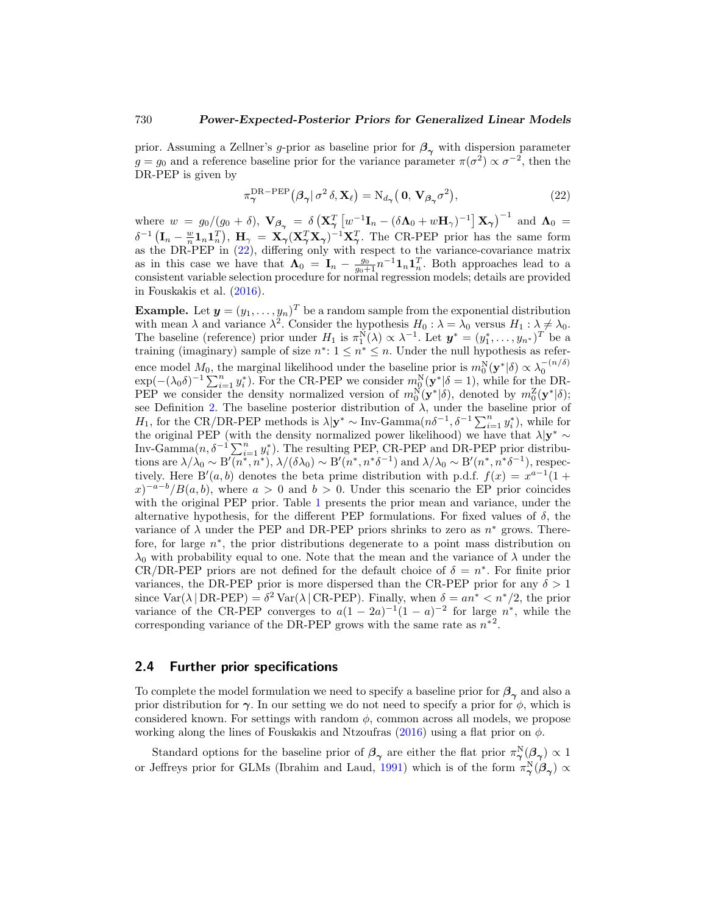prior. Assuming a Zellner's $g$-prior as baseline prior for $\boldsymbol{\beta}_{\boldsymbol{\gamma}}$ with dispersion parameter $g = g_0$ and a reference baseline prior for the variance parameter $\pi(\sigma^2) \propto \sigma^{-2}$, then the DR-PEP is given by

$$\pi_{\boldsymbol{\gamma}}^{\mathrm{DR-PEP}}\big(\boldsymbol{\beta}_{\boldsymbol{\gamma}} \,|\, \sigma^2\,\delta, \mathbf{X}_\ell\big) = \mathrm{N}_{d_\gamma}\big(\,\mathbf{0},\, \mathbf{V}_{\boldsymbol{\beta}_{\boldsymbol{\gamma}}}\sigma^2\big), \tag{22}$$

where $w = g_0/(g_0+\delta)$, $\mathbf{V}_{\boldsymbol{\beta}_{\boldsymbol{\gamma}}} = \delta\left(\mathbf{X}_{\boldsymbol{\gamma}}^T\left[w^{-1}\mathbf{I}_n - (\delta\boldsymbol{\Lambda}_0 + w\mathbf{H}_\gamma)^{-1}\right]\mathbf{X}_{\boldsymbol{\gamma}}\right)^{-1}$ and $\boldsymbol{\Lambda}_0 = \delta^{-1}\left(\mathbf{I}_n - \frac{w}{n}\mathbf{1}_n\mathbf{1}_n^T\right)$, $\mathbf{H}_\gamma = \mathbf{X}_{\boldsymbol{\gamma}}(\mathbf{X}_{\boldsymbol{\gamma}}^T\mathbf{X}_{\boldsymbol{\gamma}})^{-1}\mathbf{X}_{\boldsymbol{\gamma}}^T$. The CR-PEP prior has the same form as the DR-PEP in (22), differing only with respect to the variance-covariance matrix as in this case we have that $\boldsymbol{\Lambda}_0 = \mathbf{I}_n - \frac{g_0}{g_0+1}n^{-1}\mathbf{1}_n\mathbf{1}_n^T$. Both approaches lead to a consistent variable selection procedure for normal regression models; details are provided in Fouskakis et al. (2016).

**Example.** Let $\boldsymbol{y} = (y_1, \ldots, y_n)^T$ be a random sample from the exponential distribution with mean $\lambda$ and variance $\lambda^2$. Consider the hypothesis $H_0 : \lambda = \lambda_0$ versus $H_1 : \lambda \neq \lambda_0$. The baseline (reference) prior under $H_1$ is $\pi_1^{\mathrm{N}}(\lambda) \propto \lambda^{-1}$. Let $\boldsymbol{y}^* = (y_1^*, \ldots, y_{n^*})^T$ be a training (imaginary) sample of size $n^*$: $1 \leq n^* \leq n$. Under the null hypothesis as reference model $M_0$, the marginal likelihood under the baseline prior is $m_0^{\mathrm{N}}(\mathbf{y}^*|\delta) \propto \lambda_0^{-(n/\delta)} \exp(-(\lambda_0\delta)^{-1}\sum_{i=1}^n y_i^*)$. For the CR-PEP we consider $m_0^{\mathrm{N}}(\mathbf{y}^*|\delta = 1)$, while for the DR-PEP we consider the density normalized version of $m_0^{\mathrm{N}}(\mathbf{y}^*|\delta)$, denoted by $m_0^{\mathrm{Z}}(\mathbf{y}^*|\delta)$; see Definition 2. The baseline posterior distribution of $\lambda$, under the baseline prior of $H_1$, for the CR/DR-PEP methods is $\lambda|\mathbf{y}^* \sim \text{Inv-Gamma}(n\delta^{-1}, \delta^{-1}\sum_{i=1}^n y_i^*)$, while for the original PEP (with the density normalized power likelihood) we have that $\lambda|\mathbf{y}^* \sim \text{Inv-Gamma}(n, \delta^{-1}\sum_{i=1}^n y_i^*)$. The resulting PEP, CR-PEP and DR-PEP prior distributions are $\lambda/\lambda_0 \sim \mathrm{B}'(n^*, n^*)$, $\lambda/(\delta\lambda_0) \sim \mathrm{B}'(n^*, n^*\delta^{-1})$ and $\lambda/\lambda_0 \sim \mathrm{B}'(n^*, n^*\delta^{-1})$, respectively. Here $\mathrm{B}'(a, b)$ denotes the beta prime distribution with p.d.f. $f(x) = x^{a-1}(1 + x)^{-a-b}/B(a, b)$, where $a > 0$ and $b > 0$. Under this scenario the EP prior coincides with the original PEP prior. Table 1 presents the prior mean and variance, under the alternative hypothesis, for the different PEP formulations. For fixed values of $\delta$, the variance of $\lambda$ under the PEP and DR-PEP priors shrinks to zero as $n^*$ grows. Therefore, for large $n^*$, the prior distributions degenerate to a point mass distribution on $\lambda_0$ with probability equal to one. Note that the mean and the variance of $\lambda$ under the CR/DR-PEP priors are not defined for the default choice of $\delta = n^*$. For finite prior variances, the DR-PEP prior is more dispersed than the CR-PEP prior for any $\delta > 1$ since $\mathrm{Var}(\lambda \,|\, \text{DR-PEP}) = \delta^2\,\mathrm{Var}(\lambda \,|\, \text{CR-PEP})$. Finally, when $\delta = an^* < n^*/2$, the prior variance of the CR-PEP converges to $a(1-2a)^{-1}(1-a)^{-2}$ for large $n^*$, while the corresponding variance of the DR-PEP grows with the same rate as $n^{*2}$.

## 2.4 Further prior specifications

To complete the model formulation we need to specify a baseline prior for $\boldsymbol{\beta}_{\boldsymbol{\gamma}}$ and also a prior distribution for $\boldsymbol{\gamma}$. In our setting we do not need to specify a prior for $\phi$, which is considered known. For settings with random $\phi$, common across all models, we propose working along the lines of Fouskakis and Ntzoufras (2016) using a flat prior on $\phi$.

Standard options for the baseline prior of $\boldsymbol{\beta}_{\boldsymbol{\gamma}}$ are either the flat prior $\pi_{\boldsymbol{\gamma}}^{\mathrm{N}}(\boldsymbol{\beta}_{\boldsymbol{\gamma}}) \propto 1$ or Jeffreys prior for GLMs (Ibrahim and Laud, 1991) which is of the form $\pi_{\boldsymbol{\gamma}}^{\mathrm{N}}(\boldsymbol{\beta}_{\boldsymbol{\gamma}}) \propto$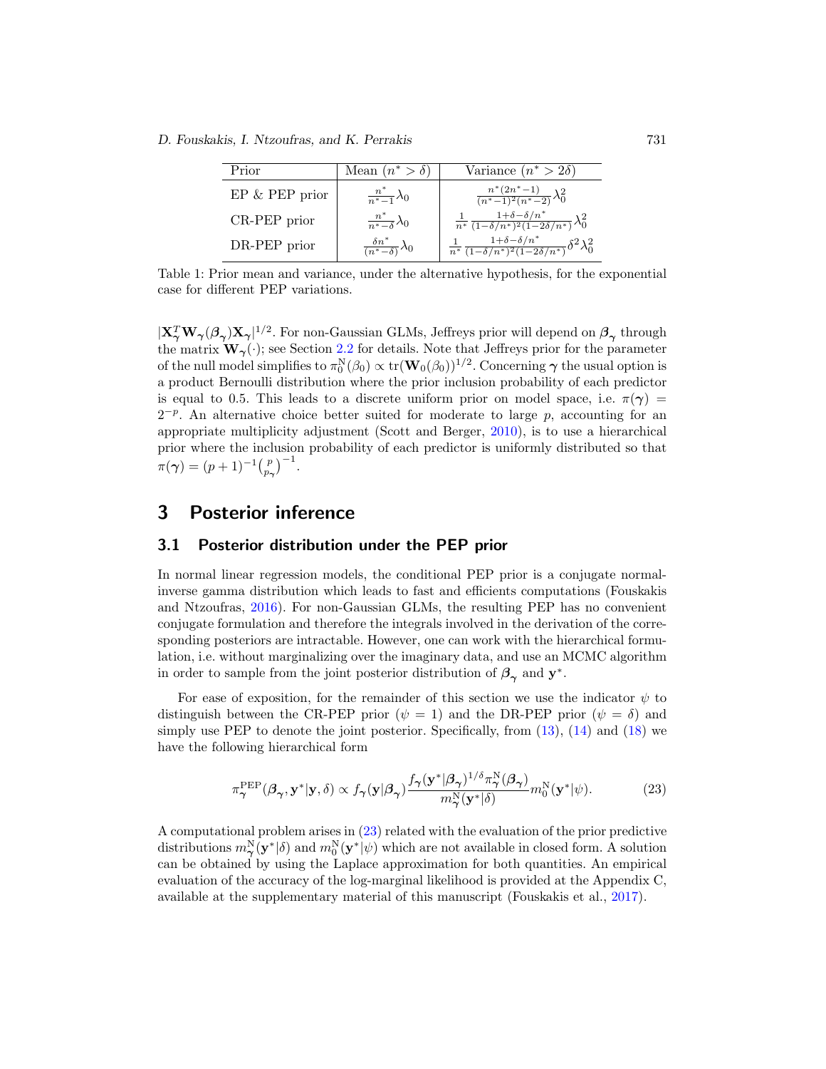| Prior | Mean ($n^* > \delta$) | Variance ($n^* > 2\delta$) |
| --- | --- | --- |
| EP & PEP prior | $\frac{n^*}{n^*-1}\lambda_0$ | $\frac{n^*(2n^*-1)}{(n^*-1)^2(n^*-2)}\lambda_0^2$ |
| CR-PEP prior | $\frac{n^*}{n^*-\delta}\lambda_0$ | $\frac{1}{n^*}\frac{1+\delta-\delta/n^*}{(1-\delta/n^*)^2(1-2\delta/n^*)}\lambda_0^2$ |
| DR-PEP prior | $\frac{\delta n^*}{(n^*-\delta)}\lambda_0$ | $\frac{1}{n^*}\frac{1+\delta-\delta/n^*}{(1-\delta/n^*)^2(1-2\delta/n^*)}\delta^2\lambda_0^2$ |

Table 1: Prior mean and variance, under the alternative hypothesis, for the exponential case for different PEP variations.

$|\mathbf{X}_{\boldsymbol{\gamma}}^T \mathbf{W}_{\boldsymbol{\gamma}}(\boldsymbol{\beta}_{\boldsymbol{\gamma}})\mathbf{X}_{\boldsymbol{\gamma}}|^{1/2}$. For non-Gaussian GLMs, Jeffreys prior will depend on $\boldsymbol{\beta}_{\boldsymbol{\gamma}}$ through the matrix $\mathbf{W}_{\boldsymbol{\gamma}}(\cdot)$; see Section 2.2 for details. Note that Jeffreys prior for the parameter of the null model simplifies to $\pi_0^{\mathrm{N}}(\beta_0) \propto \mathrm{tr}(\mathbf{W}_0(\beta_0))^{1/2}$. Concerning $\boldsymbol{\gamma}$ the usual option is a product Bernoulli distribution where the prior inclusion probability of each predictor is equal to 0.5. This leads to a discrete uniform prior on model space, i.e. $\pi(\boldsymbol{\gamma}) = 2^{-p}$. An alternative choice better suited for moderate to large $p$, accounting for an appropriate multiplicity adjustment (Scott and Berger, 2010), is to use a hierarchical prior where the inclusion probability of each predictor is uniformly distributed so that $\pi(\boldsymbol{\gamma}) = (p+1)^{-1}\binom{p}{p_{\boldsymbol{\gamma}}}^{-1}$.

# 3 Posterior inference

## 3.1 Posterior distribution under the PEP prior

In normal linear regression models, the conditional PEP prior is a conjugate normal-inverse gamma distribution which leads to fast and efficients computations (Fouskakis and Ntzoufras, 2016). For non-Gaussian GLMs, the resulting PEP has no convenient conjugate formulation and therefore the integrals involved in the derivation of the corresponding posteriors are intractable. However, one can work with the hierarchical formulation, i.e. without marginalizing over the imaginary data, and use an MCMC algorithm in order to sample from the joint posterior distribution of $\boldsymbol{\beta}_{\boldsymbol{\gamma}}$ and $\mathbf{y}^*$.

For ease of exposition, for the remainder of this section we use the indicator $\psi$ to distinguish between the CR-PEP prior ($\psi = 1$) and the DR-PEP prior ($\psi = \delta$) and simply use PEP to denote the joint posterior. Specifically, from (13), (14) and (18) we have the following hierarchical form

$$\pi_{\boldsymbol{\gamma}}^{\mathrm{PEP}}(\boldsymbol{\beta}_{\boldsymbol{\gamma}}, \mathbf{y}^*|\mathbf{y}, \delta) \propto f_{\boldsymbol{\gamma}}(\mathbf{y}|\boldsymbol{\beta}_{\boldsymbol{\gamma}}) \frac{f_{\boldsymbol{\gamma}}(\mathbf{y}^*|\boldsymbol{\beta}_{\boldsymbol{\gamma}})^{1/\delta}\pi_{\boldsymbol{\gamma}}^{\mathrm{N}}(\boldsymbol{\beta}_{\boldsymbol{\gamma}})}{m_{\boldsymbol{\gamma}}^{\mathrm{N}}(\mathbf{y}^*|\delta)} m_0^{\mathrm{N}}(\mathbf{y}^*|\psi). \tag{23}$$

A computational problem arises in (23) related with the evaluation of the prior predictive distributions $m_{\boldsymbol{\gamma}}^{\mathrm{N}}(\mathbf{y}^*|\delta)$ and $m_0^{\mathrm{N}}(\mathbf{y}^*|\psi)$ which are not available in closed form. A solution can be obtained by using the Laplace approximation for both quantities. An empirical evaluation of the accuracy of the log-marginal likelihood is provided at the Appendix C, available at the supplementary material of this manuscript (Fouskakis et al., 2017).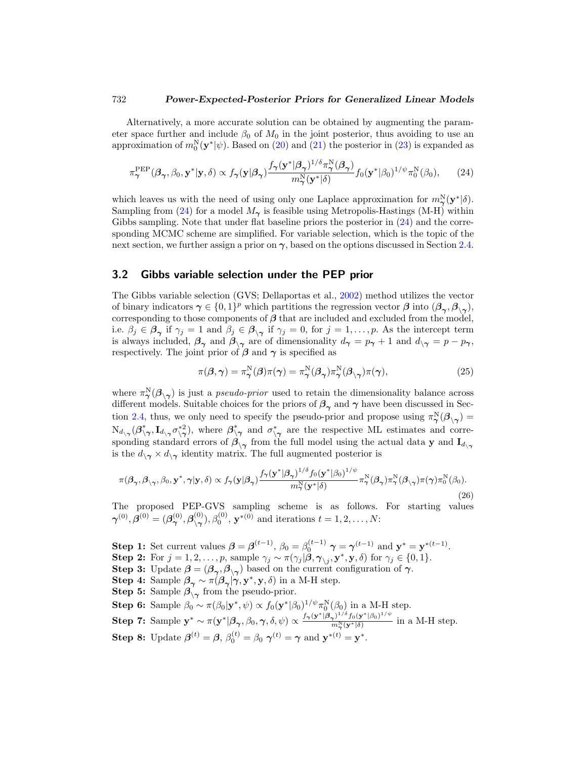Alternatively, a more accurate solution can be obtained by augmenting the parameter space further and include $\beta_0$ of $M_0$ in the joint posterior, thus avoiding to use an approximation of $m_0^{\mathrm{N}}(\mathbf{y}^*|\psi)$. Based on (20) and (21) the posterior in (23) is expanded as

$$\pi_{\boldsymbol{\gamma}}^{\mathrm{PEP}}(\boldsymbol{\beta}_{\boldsymbol{\gamma}}, \beta_0, \mathbf{y}^*|\mathbf{y}, \delta) \propto f_{\boldsymbol{\gamma}}(\mathbf{y}|\boldsymbol{\beta}_{\boldsymbol{\gamma}}) \frac{f_{\boldsymbol{\gamma}}(\mathbf{y}^*|\boldsymbol{\beta}_{\boldsymbol{\gamma}})^{1/\delta} \pi_{\boldsymbol{\gamma}}^{\mathrm{N}}(\boldsymbol{\beta}_{\boldsymbol{\gamma}})}{m_{\boldsymbol{\gamma}}^{\mathrm{N}}(\mathbf{y}^*|\delta)} f_0(\mathbf{y}^*|\beta_0)^{1/\psi} \pi_0^{\mathrm{N}}(\beta_0), \tag{24}$$

which leaves us with the need of using only one Laplace approximation for $m_{\boldsymbol{\gamma}}^{\mathrm{N}}(\mathbf{y}^*|\delta)$. Sampling from (24) for a model $M_{\boldsymbol{\gamma}}$ is feasible using Metropolis-Hastings (M-H) within Gibbs sampling. Note that under flat baseline priors the posterior in (24) and the corresponding MCMC scheme are simplified. For variable selection, which is the topic of the next section, we further assign a prior on $\boldsymbol{\gamma}$, based on the options discussed in Section 2.4.

## 3.2 Gibbs variable selection under the PEP prior

The Gibbs variable selection (GVS; Dellaportas et al., 2002) method utilizes the vector of binary indicators $\boldsymbol{\gamma} \in \{0,1\}^p$ which partitions the regression vector $\boldsymbol{\beta}$ into $(\boldsymbol{\beta}_{\boldsymbol{\gamma}}, \boldsymbol{\beta}_{\setminus\boldsymbol{\gamma}})$, corresponding to those components of $\boldsymbol{\beta}$ that are included and excluded from the model, i.e. $\beta_j \in \boldsymbol{\beta}_{\boldsymbol{\gamma}}$ if $\gamma_j = 1$ and $\beta_j \in \boldsymbol{\beta}_{\setminus\boldsymbol{\gamma}}$ if $\gamma_j = 0$, for $j = 1, \ldots, p$. As the intercept term is always included, $\boldsymbol{\beta}_{\boldsymbol{\gamma}}$ and $\boldsymbol{\beta}_{\setminus\boldsymbol{\gamma}}$ are of dimensionality $d_{\boldsymbol{\gamma}} = p_{\boldsymbol{\gamma}} + 1$ and $d_{\setminus\boldsymbol{\gamma}} = p - p_{\boldsymbol{\gamma}}$, respectively. The joint prior of $\boldsymbol{\beta}$ and $\boldsymbol{\gamma}$ is specified as

$$\pi(\boldsymbol{\beta}, \boldsymbol{\gamma}) = \pi_{\boldsymbol{\gamma}}^{\mathrm{N}}(\boldsymbol{\beta})\pi(\boldsymbol{\gamma}) = \pi_{\boldsymbol{\gamma}}^{\mathrm{N}}(\boldsymbol{\beta}_{\boldsymbol{\gamma}})\pi_{\boldsymbol{\gamma}}^{\mathrm{N}}(\boldsymbol{\beta}_{\setminus\boldsymbol{\gamma}})\pi(\boldsymbol{\gamma}), \tag{25}$$

where $\pi_{\boldsymbol{\gamma}}^{\mathrm{N}}(\boldsymbol{\beta}_{\setminus\boldsymbol{\gamma}})$ is just a *pseudo-prior* used to retain the dimensionality balance across different models. Suitable choices for the priors of $\boldsymbol{\beta}_{\boldsymbol{\gamma}}$ and $\boldsymbol{\gamma}$ have been discussed in Section 2.4, thus, we only need to specify the pseudo-prior and propose using $\pi_{\boldsymbol{\gamma}}^{\mathrm{N}}(\boldsymbol{\beta}_{\setminus\boldsymbol{\gamma}}) = \mathrm{N}_{d_{\setminus\boldsymbol{\gamma}}}(\boldsymbol{\beta}_{\setminus\boldsymbol{\gamma}}^*, \mathbf{I}_{d_{\setminus\boldsymbol{\gamma}}}\sigma_{\setminus\boldsymbol{\gamma}}^{*2})$, where $\boldsymbol{\beta}_{\setminus\boldsymbol{\gamma}}^*$ and $\sigma_{\setminus\boldsymbol{\gamma}}^*$ are the respective ML estimates and corresponding standard errors of $\boldsymbol{\beta}_{\setminus\boldsymbol{\gamma}}$ from the full model using the actual data $\mathbf{y}$ and $\mathbf{I}_{d_{\setminus\boldsymbol{\gamma}}}$ is the $d_{\setminus\boldsymbol{\gamma}} \times d_{\setminus\boldsymbol{\gamma}}$ identity matrix. The full augmented posterior is

$$\pi(\boldsymbol{\beta}_{\boldsymbol{\gamma}}, \boldsymbol{\beta}_{\setminus\boldsymbol{\gamma}}, \beta_0, \mathbf{y}^*, \boldsymbol{\gamma}|\mathbf{y}, \delta) \propto f_{\boldsymbol{\gamma}}(\mathbf{y}|\boldsymbol{\beta}_{\boldsymbol{\gamma}}) \frac{f_{\boldsymbol{\gamma}}(\mathbf{y}^*|\boldsymbol{\beta}_{\boldsymbol{\gamma}})^{1/\delta} f_0(\mathbf{y}^*|\beta_0)^{1/\psi}}{m_{\boldsymbol{\gamma}}^{\mathrm{N}}(\mathbf{y}^*|\delta)} \pi_{\boldsymbol{\gamma}}^{\mathrm{N}}(\boldsymbol{\beta}_{\boldsymbol{\gamma}})\pi_{\boldsymbol{\gamma}}^{\mathrm{N}}(\boldsymbol{\beta}_{\setminus\boldsymbol{\gamma}})\pi(\boldsymbol{\gamma})\pi_0^{\mathrm{N}}(\beta_0). \tag{26}$$

The proposed PEP-GVS sampling scheme is as follows. For starting values $\boldsymbol{\gamma}^{(0)}, \boldsymbol{\beta}^{(0)} = (\boldsymbol{\beta}_{\boldsymbol{\gamma}}^{(0)}, \boldsymbol{\beta}_{\setminus\boldsymbol{\gamma}}^{(0)}), \beta_0^{(0)}$, $\mathbf{y}^{*(0)}$ and iterations $t = 1, 2, \ldots, N$:

**Step 1:** Set current values $\boldsymbol{\beta} = \boldsymbol{\beta}^{(t-1)}$, $\beta_0 = \beta_0^{(t-1)}$ $\boldsymbol{\gamma} = \boldsymbol{\gamma}^{(t-1)}$ and $\mathbf{y}^* = \mathbf{y}^{*(t-1)}$.
**Step 2:** For $j = 1, 2, \ldots, p$, sample $\gamma_j \sim \pi(\gamma_j|\boldsymbol{\beta}, \boldsymbol{\gamma}_{\setminus j}, \mathbf{y}^*, \mathbf{y}, \delta)$ for $\gamma_j \in \{0, 1\}$.
**Step 3:** Update $\boldsymbol{\beta} = (\boldsymbol{\beta}_{\boldsymbol{\gamma}}, \boldsymbol{\beta}_{\setminus\boldsymbol{\gamma}})$ based on the current configuration of $\boldsymbol{\gamma}$.
**Step 4:** Sample $\boldsymbol{\beta}_{\boldsymbol{\gamma}} \sim \pi(\boldsymbol{\beta}_{\boldsymbol{\gamma}}|\boldsymbol{\gamma}, \mathbf{y}^*, \mathbf{y}, \delta)$ in a M-H step.
**Step 5:** Sample $\boldsymbol{\beta}_{\setminus\boldsymbol{\gamma}}$ from the pseudo-prior.
**Step 6:** Sample $\beta_0 \sim \pi(\beta_0|\mathbf{y}^*, \psi) \propto f_0(\mathbf{y}^*|\beta_0)^{1/\psi}\pi_0^{\mathrm{N}}(\beta_0)$ in a M-H step.
**Step 7:** Sample $\mathbf{y}^* \sim \pi(\mathbf{y}^*|\boldsymbol{\beta}_{\boldsymbol{\gamma}}, \beta_0, \boldsymbol{\gamma}, \delta, \psi) \propto \frac{f_{\boldsymbol{\gamma}}(\mathbf{y}^*|\boldsymbol{\beta}_{\boldsymbol{\gamma}})^{1/\delta} f_0(\mathbf{y}^*|\beta_0)^{1/\psi}}{m_{\boldsymbol{\gamma}}^{\mathrm{N}}(\mathbf{y}^*|\delta)}$ in a M-H step.
**Step 8:** Update $\boldsymbol{\beta}^{(t)} = \boldsymbol{\beta}$, $\beta_0^{(t)} = \beta_0$ $\boldsymbol{\gamma}^{(t)} = \boldsymbol{\gamma}$ and $\mathbf{y}^{*(t)} = \mathbf{y}^*$.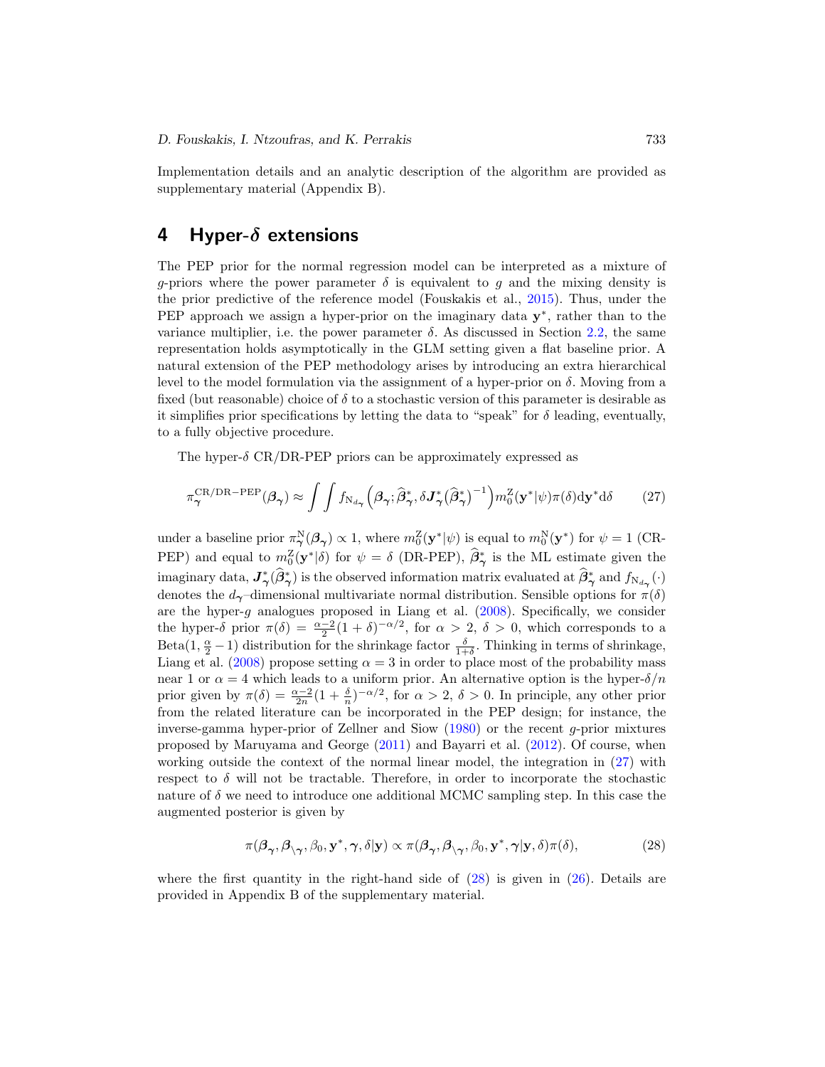Implementation details and an analytic description of the algorithm are provided as supplementary material (Appendix B).

# 4 Hyper-$\delta$ extensions

The PEP prior for the normal regression model can be interpreted as a mixture of $g$-priors where the power parameter $\delta$ is equivalent to $g$ and the mixing density is the prior predictive of the reference model (Fouskakis et al., 2015). Thus, under the PEP approach we assign a hyper-prior on the imaginary data $\mathbf{y}^*$, rather than to the variance multiplier, i.e. the power parameter $\delta$. As discussed in Section 2.2, the same representation holds asymptotically in the GLM setting given a flat baseline prior. A natural extension of the PEP methodology arises by introducing an extra hierarchical level to the model formulation via the assignment of a hyper-prior on $\delta$. Moving from a fixed (but reasonable) choice of $\delta$ to a stochastic version of this parameter is desirable as it simplifies prior specifications by letting the data to "speak" for $\delta$ leading, eventually, to a fully objective procedure.

The hyper-$\delta$ CR/DR-PEP priors can be approximately expressed as

$$\pi_{\boldsymbol{\gamma}}^{\mathrm{CR/DR-PEP}}(\boldsymbol{\beta}_{\boldsymbol{\gamma}}) \approx \int\int f_{\mathrm{N}_{d_{\boldsymbol{\gamma}}}}\left(\boldsymbol{\beta}_{\boldsymbol{\gamma}}; \widehat{\boldsymbol{\beta}}^*_{\boldsymbol{\gamma}}, \delta \boldsymbol{J}^*_{\boldsymbol{\gamma}}\big(\widehat{\boldsymbol{\beta}}^*_{\boldsymbol{\gamma}}\big)^{-1}\right) m_0^{\mathrm{Z}}(\mathbf{y}^*|\psi)\pi(\delta)\mathrm{d}\mathbf{y}^*\mathrm{d}\delta \qquad (27)$$

under a baseline prior $\pi_{\boldsymbol{\gamma}}^{\mathrm{N}}(\boldsymbol{\beta}_{\boldsymbol{\gamma}}) \propto 1$, where $m_0^{\mathrm{Z}}(\mathbf{y}^*|\psi)$ is equal to $m_0^{\mathrm{N}}(\mathbf{y}^*)$ for $\psi = 1$ (CR-PEP) and equal to $m_0^{\mathrm{Z}}(\mathbf{y}^*|\delta)$ for $\psi = \delta$ (DR-PEP), $\widehat{\boldsymbol{\beta}}^*_{\boldsymbol{\gamma}}$ is the ML estimate given the imaginary data, $\boldsymbol{J}^*_{\boldsymbol{\gamma}}(\widehat{\boldsymbol{\beta}}^*_{\boldsymbol{\gamma}})$ is the observed information matrix evaluated at $\widehat{\boldsymbol{\beta}}^*_{\boldsymbol{\gamma}}$ and $f_{\mathrm{N}_{d_{\boldsymbol{\gamma}}}}(\cdot)$ denotes the $d_{\boldsymbol{\gamma}}$–dimensional multivariate normal distribution. Sensible options for $\pi(\delta)$ are the hyper-$g$ analogues proposed in Liang et al. (2008). Specifically, we consider the hyper-$\delta$ prior $\pi(\delta) = \frac{\alpha-2}{2}(1+\delta)^{-\alpha/2}$, for $\alpha > 2$, $\delta > 0$, which corresponds to a Beta$(1, \frac{\alpha}{2}-1)$ distribution for the shrinkage factor $\frac{\delta}{1+\delta}$. Thinking in terms of shrinkage, Liang et al. (2008) propose setting $\alpha = 3$ in order to place most of the probability mass near 1 or $\alpha = 4$ which leads to a uniform prior. An alternative option is the hyper-$\delta/n$ prior given by $\pi(\delta) = \frac{\alpha-2}{2n}(1+\frac{\delta}{n})^{-\alpha/2}$, for $\alpha > 2$, $\delta > 0$. In principle, any other prior from the related literature can be incorporated in the PEP design; for instance, the inverse-gamma hyper-prior of Zellner and Siow (1980) or the recent $g$-prior mixtures proposed by Maruyama and George (2011) and Bayarri et al. (2012). Of course, when working outside the context of the normal linear model, the integration in (27) with respect to $\delta$ will not be tractable. Therefore, in order to incorporate the stochastic nature of $\delta$ we need to introduce one additional MCMC sampling step. In this case the augmented posterior is given by

$$\pi(\boldsymbol{\beta}_{\boldsymbol{\gamma}}, \boldsymbol{\beta}_{\setminus\boldsymbol{\gamma}}, \beta_0, \mathbf{y}^*, \boldsymbol{\gamma}, \delta|\mathbf{y}) \propto \pi(\boldsymbol{\beta}_{\boldsymbol{\gamma}}, \boldsymbol{\beta}_{\setminus\boldsymbol{\gamma}}, \beta_0, \mathbf{y}^*, \boldsymbol{\gamma}|\mathbf{y}, \delta)\pi(\delta), \qquad (28)$$

where the first quantity in the right-hand side of (28) is given in (26). Details are provided in Appendix B of the supplementary material.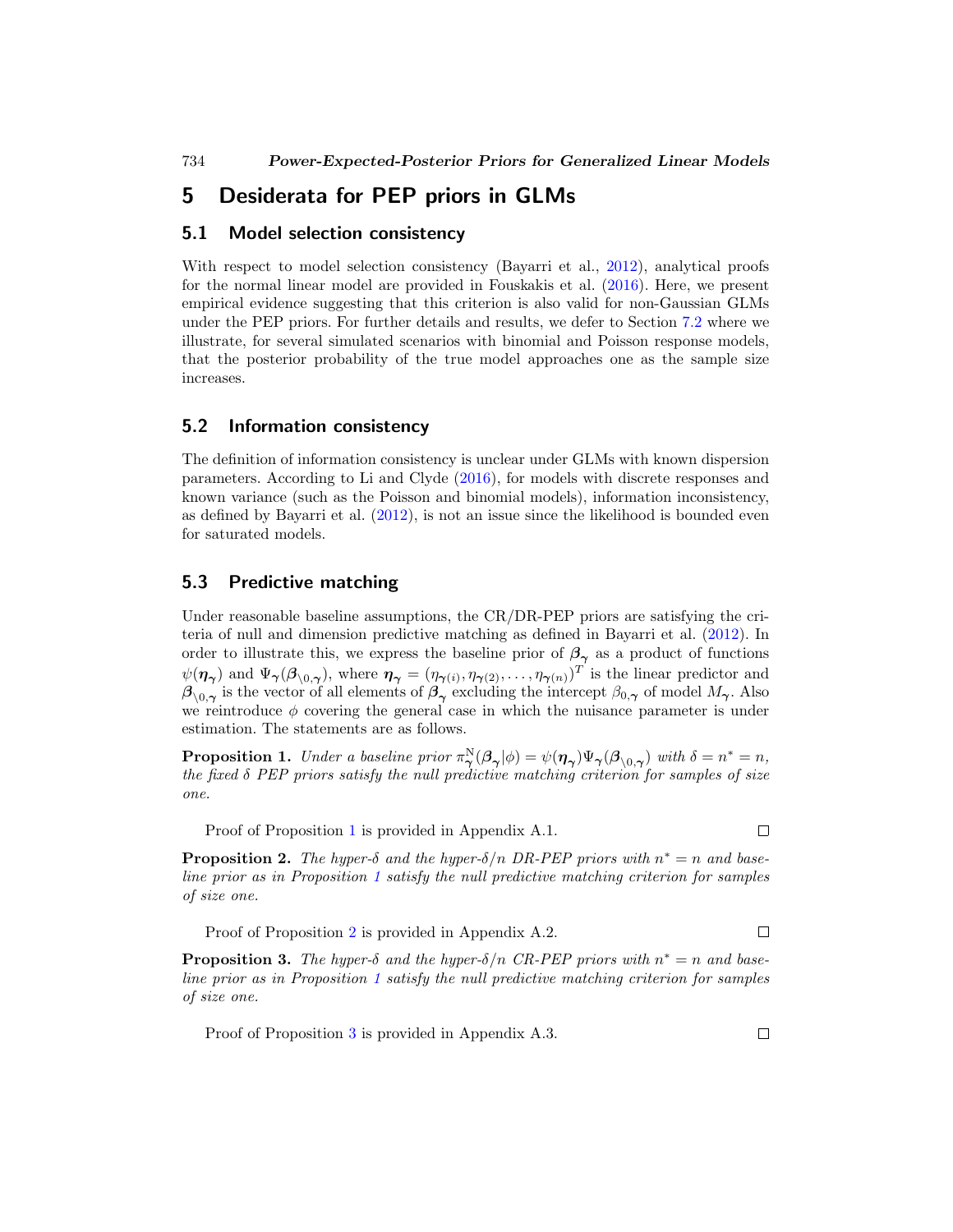# 5 Desiderata for PEP priors in GLMs

## 5.1 Model selection consistency

With respect to model selection consistency (Bayarri et al., 2012), analytical proofs for the normal linear model are provided in Fouskakis et al. (2016). Here, we present empirical evidence suggesting that this criterion is also valid for non-Gaussian GLMs under the PEP priors. For further details and results, we defer to Section 7.2 where we illustrate, for several simulated scenarios with binomial and Poisson response models, that the posterior probability of the true model approaches one as the sample size increases.

## 5.2 Information consistency

The definition of information consistency is unclear under GLMs with known dispersion parameters. According to Li and Clyde (2016), for models with discrete responses and known variance (such as the Poisson and binomial models), information inconsistency, as defined by Bayarri et al. (2012), is not an issue since the likelihood is bounded even for saturated models.

## 5.3 Predictive matching

Under reasonable baseline assumptions, the CR/DR-PEP priors are satisfying the criteria of null and dimension predictive matching as defined in Bayarri et al. (2012). In order to illustrate this, we express the baseline prior of $\boldsymbol{\beta}_{\boldsymbol{\gamma}}$ as a product of functions $\psi(\boldsymbol{\eta}_{\boldsymbol{\gamma}})$ and $\Psi_{\boldsymbol{\gamma}}(\boldsymbol{\beta}_{\setminus 0,\boldsymbol{\gamma}})$, where $\boldsymbol{\eta}_{\boldsymbol{\gamma}} = (\eta_{\boldsymbol{\gamma}(i)}, \eta_{\boldsymbol{\gamma}(2)}, \ldots, \eta_{\boldsymbol{\gamma}(n)})^T$ is the linear predictor and $\boldsymbol{\beta}_{\setminus 0,\boldsymbol{\gamma}}$ is the vector of all elements of $\boldsymbol{\beta}_{\boldsymbol{\gamma}}$ excluding the intercept $\beta_{0,\boldsymbol{\gamma}}$ of model $M_{\boldsymbol{\gamma}}$. Also we reintroduce $\phi$ covering the general case in which the nuisance parameter is under estimation. The statements are as follows.

**Proposition 1.** *Under a baseline prior* $\pi^{\mathrm{N}}_{\boldsymbol{\gamma}}(\boldsymbol{\beta}_{\boldsymbol{\gamma}}|\phi) = \psi(\boldsymbol{\eta}_{\boldsymbol{\gamma}})\Psi_{\boldsymbol{\gamma}}(\boldsymbol{\beta}_{\setminus 0,\boldsymbol{\gamma}})$ *with* $\delta = n^* = n$*, the fixed* $\delta$ *PEP priors satisfy the null predictive matching criterion for samples of size one.*

Proof of Proposition 1 is provided in Appendix A.1. □

**Proposition 2.** *The hyper-*$\delta$ *and the hyper-*$\delta/n$ *DR-PEP priors with* $n^* = n$ *and baseline prior as in Proposition 1 satisfy the null predictive matching criterion for samples of size one.*

Proof of Proposition 2 is provided in Appendix A.2. □

**Proposition 3.** *The hyper-*$\delta$ *and the hyper-*$\delta/n$ *CR-PEP priors with* $n^* = n$ *and baseline prior as in Proposition 1 satisfy the null predictive matching criterion for samples of size one.*

Proof of Proposition 3 is provided in Appendix A.3. □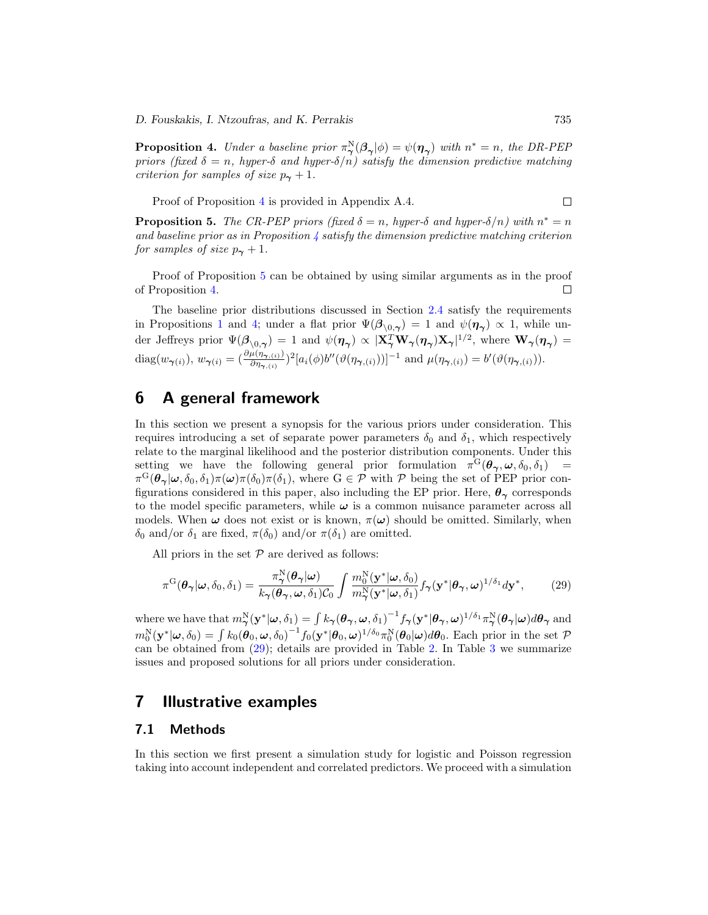**Proposition 4.** *Under a baseline prior $\pi^{\text{N}}_{\gamma}(\boldsymbol{\beta}_{\gamma}|\phi) = \psi(\boldsymbol{\eta}_{\gamma})$ with $n^* = n$, the DR-PEP priors (fixed $\delta = n$, hyper-$\delta$ and hyper-$\delta/n$) satisfy the dimension predictive matching criterion for samples of size $p_{\gamma} + 1$.*

Proof of Proposition 4 is provided in Appendix A.4. □

**Proposition 5.** *The CR-PEP priors (fixed $\delta = n$, hyper-$\delta$ and hyper-$\delta/n$) with $n^* = n$ and baseline prior as in Proposition 4 satisfy the dimension predictive matching criterion for samples of size $p_{\gamma} + 1$.*

Proof of Proposition 5 can be obtained by using similar arguments as in the proof of Proposition 4. □

The baseline prior distributions discussed in Section 2.4 satisfy the requirements in Propositions 1 and 4; under a flat prior $\Psi(\boldsymbol{\beta}_{\setminus 0,\gamma}) = 1$ and $\psi(\boldsymbol{\eta}_{\gamma}) \propto 1$, while under Jeffreys prior $\Psi(\boldsymbol{\beta}_{\setminus 0,\gamma}) = 1$ and $\psi(\boldsymbol{\eta}_{\gamma}) \propto |\mathbf{X}^T_{\gamma}\mathbf{W}_{\gamma}(\boldsymbol{\eta}_{\gamma})\mathbf{X}_{\gamma}|^{1/2}$, where $\mathbf{W}_{\gamma}(\boldsymbol{\eta}_{\gamma}) = \text{diag}(w_{\gamma(i)})$, $w_{\gamma(i)} = (\frac{\partial \mu(\eta_{\gamma,(i)})}{\partial \eta_{\gamma,(i)}})^2[a_i(\phi)b''(\vartheta(\eta_{\gamma,(i)}))]^{-1}$ and $\mu(\eta_{\gamma,(i)}) = b'(\vartheta(\eta_{\gamma,(i)}))$.

## 6 A general framework

In this section we present a synopsis for the various priors under consideration. This requires introducing a set of separate power parameters $\delta_0$ and $\delta_1$, which respectively relate to the marginal likelihood and the posterior distribution components. Under this setting we have the following general prior formulation $\pi^{\text{G}}(\boldsymbol{\theta}_{\gamma}, \boldsymbol{\omega}, \delta_0, \delta_1) = \pi^{\text{G}}(\boldsymbol{\theta}_{\gamma}|\boldsymbol{\omega}, \delta_0, \delta_1)\pi(\boldsymbol{\omega})\pi(\delta_0)\pi(\delta_1)$, where $\text{G} \in \mathcal{P}$ with $\mathcal{P}$ being the set of PEP prior configurations considered in this paper, also including the EP prior. Here, $\boldsymbol{\theta}_{\gamma}$ corresponds to the model specific parameters, while $\boldsymbol{\omega}$ is a common nuisance parameter across all models. When $\boldsymbol{\omega}$ does not exist or is known, $\pi(\boldsymbol{\omega})$ should be omitted. Similarly, when $\delta_0$ and/or $\delta_1$ are fixed, $\pi(\delta_0)$ and/or $\pi(\delta_1)$ are omitted.

All priors in the set $\mathcal{P}$ are derived as follows:

$$\pi^{\text{G}}(\boldsymbol{\theta}_{\gamma}|\boldsymbol{\omega}, \delta_0, \delta_1) = \frac{\pi^{\text{N}}_{\gamma}(\boldsymbol{\theta}_{\gamma}|\boldsymbol{\omega})}{k_{\gamma}(\boldsymbol{\theta}_{\gamma}, \boldsymbol{\omega}, \delta_1)\mathcal{C}_0} \int \frac{m^{\text{N}}_0(\mathbf{y}^*|\boldsymbol{\omega}, \delta_0)}{m^{\text{N}}_{\gamma}(\mathbf{y}^*|\boldsymbol{\omega}, \delta_1)} f_{\gamma}(\mathbf{y}^*|\boldsymbol{\theta}_{\gamma}, \boldsymbol{\omega})^{1/\delta_1} d\mathbf{y}^*, \tag{29}$$

where we have that $m^{\text{N}}_{\gamma}(\mathbf{y}^*|\boldsymbol{\omega}, \delta_1) = \int k_{\gamma}(\boldsymbol{\theta}_{\gamma}, \boldsymbol{\omega}, \delta_1)^{-1} f_{\gamma}(\mathbf{y}^*|\boldsymbol{\theta}_{\gamma}, \boldsymbol{\omega})^{1/\delta_1}\pi^{\text{N}}_{\gamma}(\boldsymbol{\theta}_{\gamma}|\boldsymbol{\omega})d\boldsymbol{\theta}_{\gamma}$ and $m^{\text{N}}_0(\mathbf{y}^*|\boldsymbol{\omega}, \delta_0) = \int k_0(\boldsymbol{\theta}_0, \boldsymbol{\omega}, \delta_0)^{-1} f_0(\mathbf{y}^*|\boldsymbol{\theta}_0, \boldsymbol{\omega})^{1/\delta_0}\pi^{\text{N}}_0(\boldsymbol{\theta}_0|\boldsymbol{\omega})d\boldsymbol{\theta}_0$. Each prior in the set $\mathcal{P}$ can be obtained from (29); details are provided in Table 2. In Table 3 we summarize issues and proposed solutions for all priors under consideration.

## 7 Illustrative examples

### 7.1 Methods

In this section we first present a simulation study for logistic and Poisson regression taking into account independent and correlated predictors. We proceed with a simulation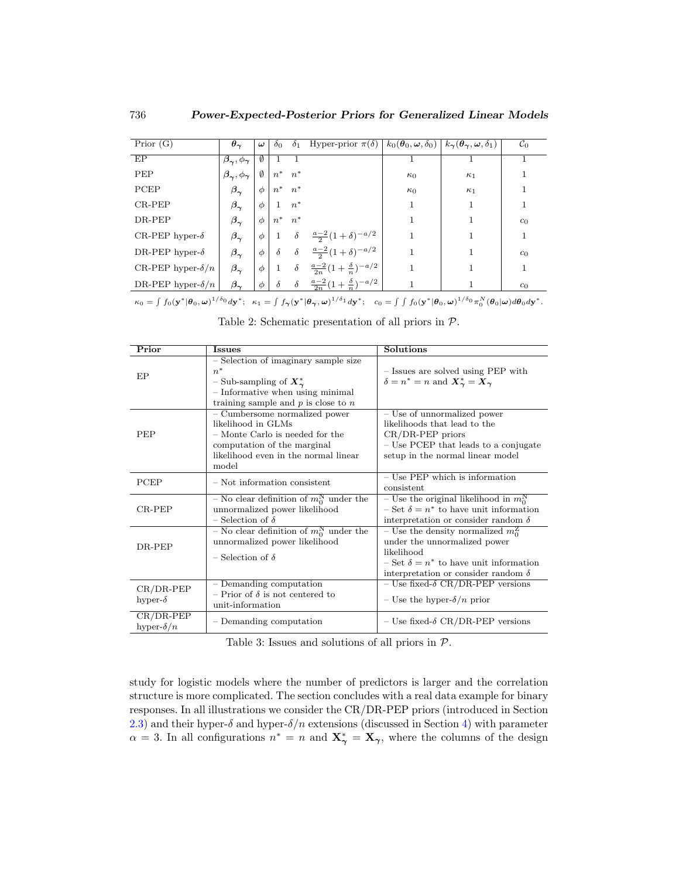| Prior (G) | $\boldsymbol{\theta}_{\boldsymbol{\gamma}}$ | $\boldsymbol{\omega}$ | $\delta_0$ | $\delta_1$ | Hyper-prior $\pi(\delta)$ | $k_0(\boldsymbol{\theta}_0, \boldsymbol{\omega}, \delta_0)$ | $k_{\boldsymbol{\gamma}}(\boldsymbol{\theta}_{\boldsymbol{\gamma}}, \boldsymbol{\omega}, \delta_1)$ | $\mathcal{C}_0$ |
|---|---|---|---|---|---|---|---|---|
| EP | $\boldsymbol{\beta}_{\boldsymbol{\gamma}}, \phi_{\boldsymbol{\gamma}}$ | $\emptyset$ | 1 | 1 | | 1 | 1 | 1 |
| PEP | $\boldsymbol{\beta}_{\boldsymbol{\gamma}}, \phi_{\boldsymbol{\gamma}}$ | $\emptyset$ | $n^*$ | $n^*$ | | $\kappa_0$ | $\kappa_1$ | 1 |
| PCEP | $\boldsymbol{\beta}_{\boldsymbol{\gamma}}$ | $\phi$ | $n^*$ | $n^*$ | | $\kappa_0$ | $\kappa_1$ | 1 |
| CR-PEP | $\boldsymbol{\beta}_{\boldsymbol{\gamma}}$ | $\phi$ | 1 | $n^*$ | | 1 | 1 | 1 |
| DR-PEP | $\boldsymbol{\beta}_{\boldsymbol{\gamma}}$ | $\phi$ | $n^*$ | $n^*$ | | 1 | 1 | $c_0$ |
| CR-PEP hyper-$\delta$ | $\boldsymbol{\beta}_{\boldsymbol{\gamma}}$ | $\phi$ | 1 | $\delta$ | $\frac{a-2}{2}(1+\delta)^{-a/2}$ | 1 | 1 | 1 |
| DR-PEP hyper-$\delta$ | $\boldsymbol{\beta}_{\boldsymbol{\gamma}}$ | $\phi$ | $\delta$ | $\delta$ | $\frac{a-2}{2}(1+\delta)^{-a/2}$ | 1 | 1 | $c_0$ |
| CR-PEP hyper-$\delta/n$ | $\boldsymbol{\beta}_{\boldsymbol{\gamma}}$ | $\phi$ | 1 | $\delta$ | $\frac{a-2}{2n}(1+\frac{\delta}{n})^{-a/2}$ | 1 | 1 | 1 |
| DR-PEP hyper-$\delta/n$ | $\boldsymbol{\beta}_{\boldsymbol{\gamma}}$ | $\phi$ | $\delta$ | $\delta$ | $\frac{a-2}{2n}(1+\frac{\delta}{n})^{-a/2}$ | 1 | 1 | $c_0$ |

$\kappa_0 = \int f_0(\mathbf{y}^*|\boldsymbol{\theta}_0, \boldsymbol{\omega})^{1/\delta_0} d\mathbf{y}^*$; $\kappa_1 = \int f_{\boldsymbol{\gamma}}(\mathbf{y}^*|\boldsymbol{\theta}_{\boldsymbol{\gamma}}, \boldsymbol{\omega})^{1/\delta_1} d\mathbf{y}^*$; $c_0 = \int\int f_0(\mathbf{y}^*|\boldsymbol{\theta}_0, \boldsymbol{\omega})^{1/\delta_0} \pi_0^N(\boldsymbol{\theta}_0|\boldsymbol{\omega}) d\boldsymbol{\theta}_0 d\mathbf{y}^*$.

Table 2: Schematic presentation of all priors in $\mathcal{P}$.

| **Prior** | **Issues** | **Solutions** |
|---|---|---|
| EP | – Selection of imaginary sample size $n^*$<br>– Sub-sampling of $\boldsymbol{X}^*_{\boldsymbol{\gamma}}$<br>– Informative when using minimal training sample and $p$ is close to $n$ | – Issues are solved using PEP with $\delta = n^* = n$ and $\boldsymbol{X}^*_{\boldsymbol{\gamma}} = \boldsymbol{X}_{\boldsymbol{\gamma}}$ |
| PEP | – Cumbersome normalized power likelihood in GLMs<br>– Monte Carlo is needed for the computation of the marginal likelihood even in the normal linear model | – Use of unnormalized power likelihoods that lead to the CR/DR-PEP priors<br>– Use PCEP that leads to a conjugate setup in the normal linear model |
| PCEP | – Not information consistent | – Use PEP which is information consistent |
| CR-PEP | – No clear definition of $m_0^{\text{N}}$ under the unnormalized power likelihood<br>– Selection of $\delta$ | – Use the original likelihood in $m_0^{\text{N}}$<br>– Set $\delta = n^*$ to have unit information interpretation or consider random $\delta$ |
| DR-PEP | – No clear definition of $m_0^{\text{N}}$ under the unnormalized power likelihood<br>– Selection of $\delta$ | – Use the density normalized $m_0^{\text{Z}}$ under the unnormalized power likelihood<br>– Set $\delta = n^*$ to have unit information interpretation or consider random $\delta$ |
| CR/DR-PEP hyper-$\delta$ | – Demanding computation<br>– Prior of $\delta$ is not centered to unit-information | – Use fixed-$\delta$ CR/DR-PEP versions<br>– Use the hyper-$\delta/n$ prior |
| CR/DR-PEP hyper-$\delta/n$ | – Demanding computation | – Use fixed-$\delta$ CR/DR-PEP versions |

Table 3: Issues and solutions of all priors in $\mathcal{P}$.

study for logistic models where the number of predictors is larger and the correlation structure is more complicated. The section concludes with a real data example for binary responses. In all illustrations we consider the CR/DR-PEP priors (introduced in Section 2.3) and their hyper-$\delta$ and hyper-$\delta/n$ extensions (discussed in Section 4) with parameter $\alpha = 3$. In all configurations $n^* = n$ and $\mathbf{X}^*_{\boldsymbol{\gamma}} = \mathbf{X}_{\boldsymbol{\gamma}}$, where the columns of the design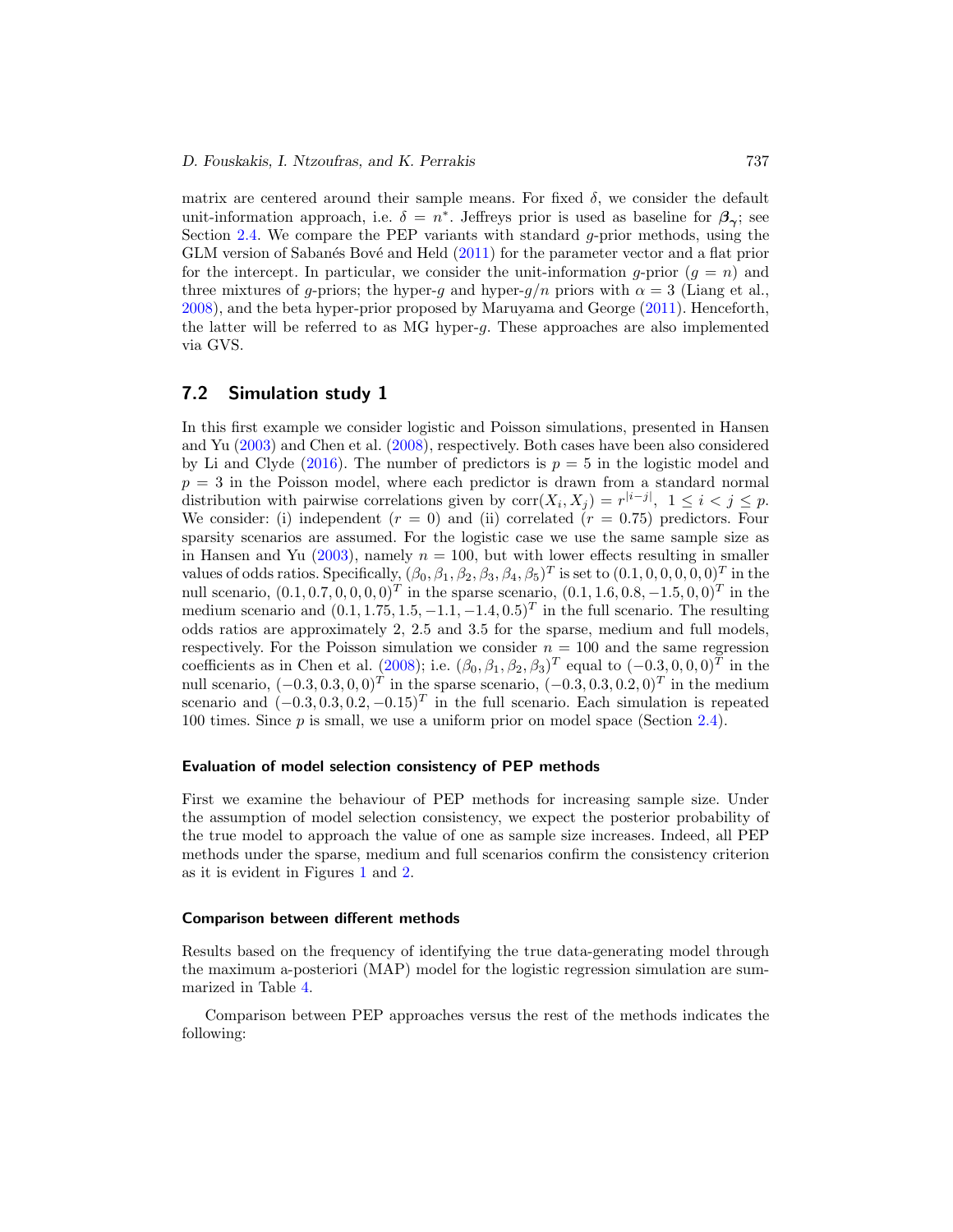matrix are centered around their sample means. For fixed $\delta$, we consider the default unit-information approach, i.e. $\delta = n^*$. Jeffreys prior is used as baseline for $\boldsymbol{\beta_\gamma}$; see Section 2.4. We compare the PEP variants with standard $g$-prior methods, using the GLM version of Sabanés Bové and Held (2011) for the parameter vector and a flat prior for the intercept. In particular, we consider the unit-information $g$-prior ($g = n$) and three mixtures of $g$-priors; the hyper-$g$ and hyper-$g/n$ priors with $\alpha = 3$ (Liang et al., 2008), and the beta hyper-prior proposed by Maruyama and George (2011). Henceforth, the latter will be referred to as MG hyper-$g$. These approaches are also implemented via GVS.

## 7.2 Simulation study 1

In this first example we consider logistic and Poisson simulations, presented in Hansen and Yu (2003) and Chen et al. (2008), respectively. Both cases have been also considered by Li and Clyde (2016). The number of predictors is $p = 5$ in the logistic model and $p = 3$ in the Poisson model, where each predictor is drawn from a standard normal distribution with pairwise correlations given by $\text{corr}(X_i, X_j) = r^{|i-j|}$, $1 \leq i < j \leq p$. We consider: (i) independent ($r = 0$) and (ii) correlated ($r = 0.75$) predictors. Four sparsity scenarios are assumed. For the logistic case we use the same sample size as in Hansen and Yu (2003), namely $n = 100$, but with lower effects resulting in smaller values of odds ratios. Specifically, $(\beta_0, \beta_1, \beta_2, \beta_3, \beta_4, \beta_5)^T$ is set to $(0.1, 0, 0, 0, 0, 0)^T$ in the null scenario, $(0.1, 0.7, 0, 0, 0, 0)^T$ in the sparse scenario, $(0.1, 1.6, 0.8, -1.5, 0, 0)^T$ in the medium scenario and $(0.1, 1.75, 1.5, -1.1, -1.4, 0.5)^T$ in the full scenario. The resulting odds ratios are approximately 2, 2.5 and 3.5 for the sparse, medium and full models, respectively. For the Poisson simulation we consider $n = 100$ and the same regression coefficients as in Chen et al. (2008); i.e. $(\beta_0, \beta_1, \beta_2, \beta_3)^T$ equal to $(-0.3, 0, 0, 0)^T$ in the null scenario, $(-0.3, 0.3, 0, 0)^T$ in the sparse scenario, $(-0.3, 0.3, 0.2, 0)^T$ in the medium scenario and $(-0.3, 0.3, 0.2, -0.15)^T$ in the full scenario. Each simulation is repeated 100 times. Since $p$ is small, we use a uniform prior on model space (Section 2.4).

#### Evaluation of model selection consistency of PEP methods

First we examine the behaviour of PEP methods for increasing sample size. Under the assumption of model selection consistency, we expect the posterior probability of the true model to approach the value of one as sample size increases. Indeed, all PEP methods under the sparse, medium and full scenarios confirm the consistency criterion as it is evident in Figures 1 and 2.

#### Comparison between different methods

Results based on the frequency of identifying the true data-generating model through the maximum a-posteriori (MAP) model for the logistic regression simulation are summarized in Table 4.

Comparison between PEP approaches versus the rest of the methods indicates the following: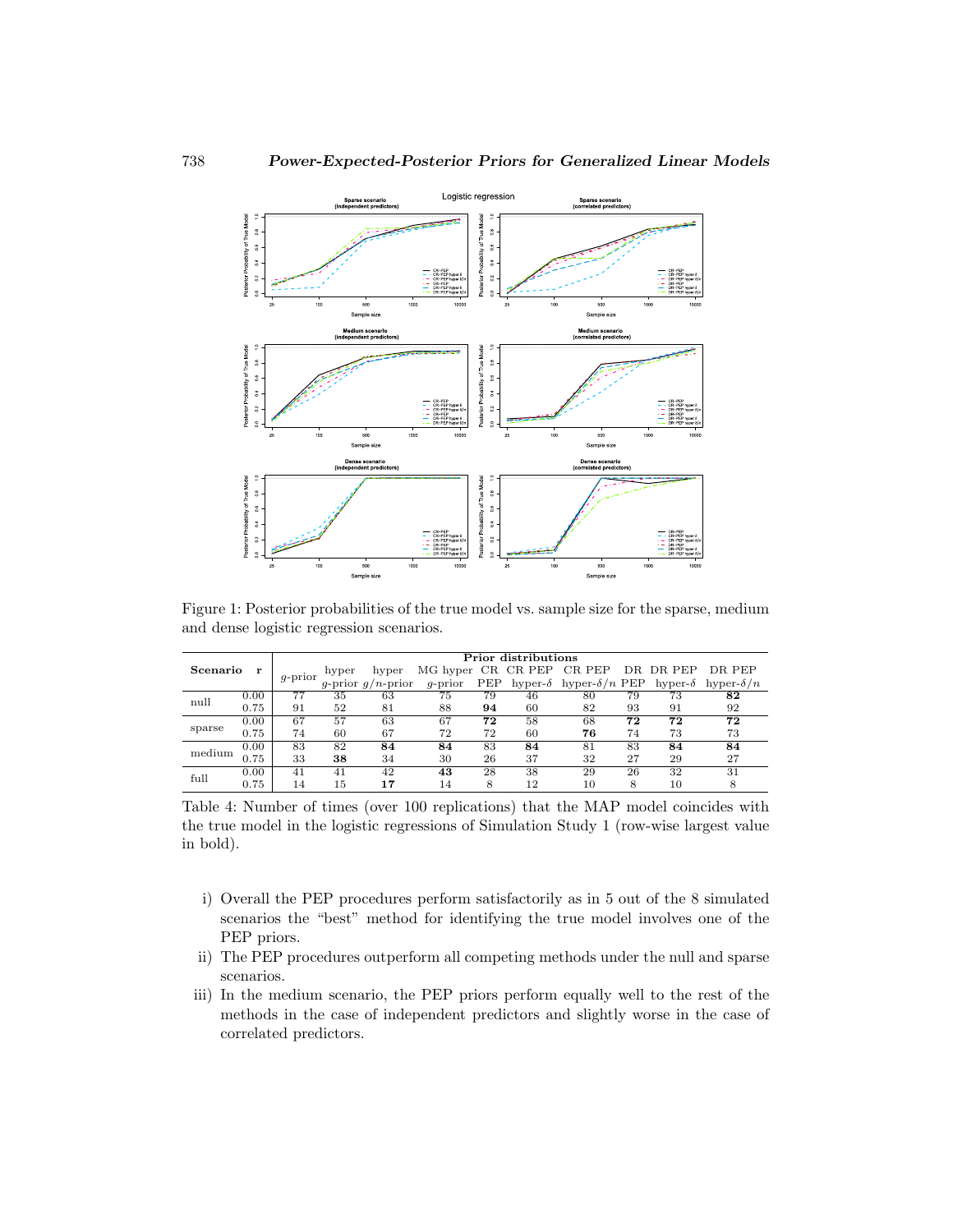Figure 1: Posterior probabilities of the true model vs. sample size for the sparse, medium and dense logistic regression scenarios.

| Scenario | r | Prior distributions | | | | | | | | | |
|---|---|---|---|---|---|---|---|---|---|---|---|
| | | $g$-prior | hyper $g$-prior | hyper $g/n$-prior | MG hyper $g$-prior | CR PEP | CR PEP hyper-$\delta$ | CR PEP hyper-$\delta/n$ | DR PEP | DR PEP hyper-$\delta$ | DR PEP hyper-$\delta/n$ |
| null | 0.00 | 77 | 35 | 63 | 75 | 79 | 46 | 80 | 79 | 73 | **82** |
| | 0.75 | 91 | 52 | 81 | 88 | **94** | 60 | 82 | 93 | 91 | 92 |
| sparse | 0.00 | 67 | 57 | 63 | 67 | **72** | 58 | 68 | **72** | **72** | **72** |
| | 0.75 | 74 | 60 | 67 | 72 | 72 | 60 | **76** | 74 | 73 | 73 |
| medium | 0.00 | 83 | 82 | **84** | **84** | 83 | **84** | 81 | 83 | **84** | **84** |
| | 0.75 | 33 | **38** | 34 | 30 | 26 | 37 | 32 | 27 | 29 | 27 |
| full | 0.00 | 41 | 41 | 42 | **43** | 28 | 38 | 29 | 26 | 32 | 31 |
| | 0.75 | 14 | 15 | **17** | 14 | 8 | 12 | 10 | 8 | 10 | 8 |

Table 4: Number of times (over 100 replications) that the MAP model coincides with the true model in the logistic regressions of Simulation Study 1 (row-wise largest value in bold).

i) Overall the PEP procedures perform satisfactorily as in 5 out of the 8 simulated scenarios the "best" method for identifying the true model involves one of the PEP priors.

ii) The PEP procedures outperform all competing methods under the null and sparse scenarios.

iii) In the medium scenario, the PEP priors perform equally well to the rest of the methods in the case of independent predictors and slightly worse in the case of correlated predictors.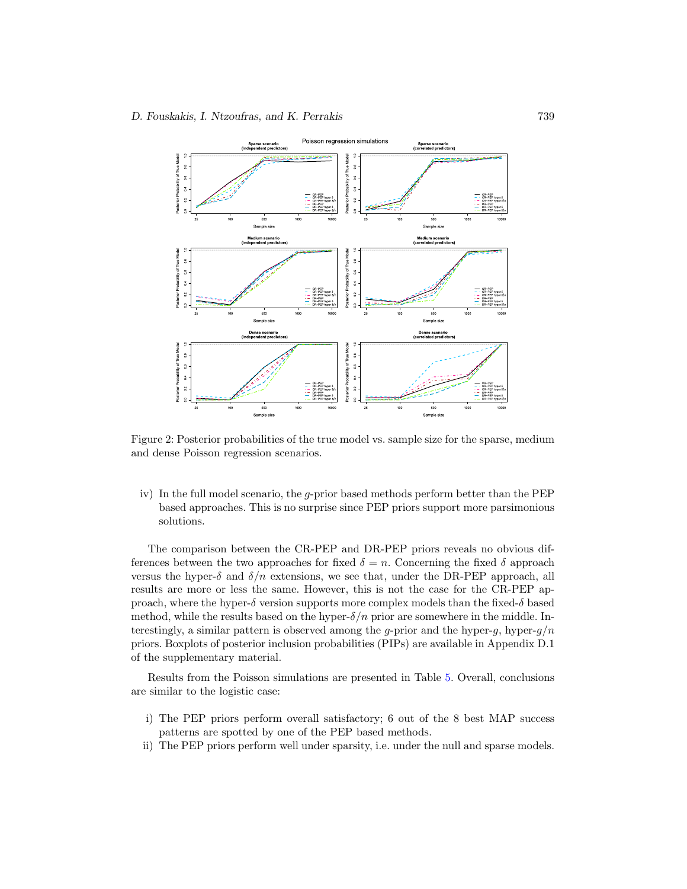Figure 2: Posterior probabilities of the true model vs. sample size for the sparse, medium and dense Poisson regression scenarios.

iv) In the full model scenario, the $g$-prior based methods perform better than the PEP based approaches. This is no surprise since PEP priors support more parsimonious solutions.

The comparison between the CR-PEP and DR-PEP priors reveals no obvious differences between the two approaches for fixed $\delta = n$. Concerning the fixed $\delta$ approach versus the hyper-$\delta$ and $\delta/n$ extensions, we see that, under the DR-PEP approach, all results are more or less the same. However, this is not the case for the CR-PEP approach, where the hyper-$\delta$ version supports more complex models than the fixed-$\delta$ based method, while the results based on the hyper-$\delta/n$ prior are somewhere in the middle. Interestingly, a similar pattern is observed among the $g$-prior and the hyper-$g$, hyper-$g/n$ priors. Boxplots of posterior inclusion probabilities (PIPs) are available in Appendix D.1 of the supplementary material.

Results from the Poisson simulations are presented in Table 5. Overall, conclusions are similar to the logistic case:

i) The PEP priors perform overall satisfactory; 6 out of the 8 best MAP success patterns are spotted by one of the PEP based methods.
ii) The PEP priors perform well under sparsity, i.e. under the null and sparse models.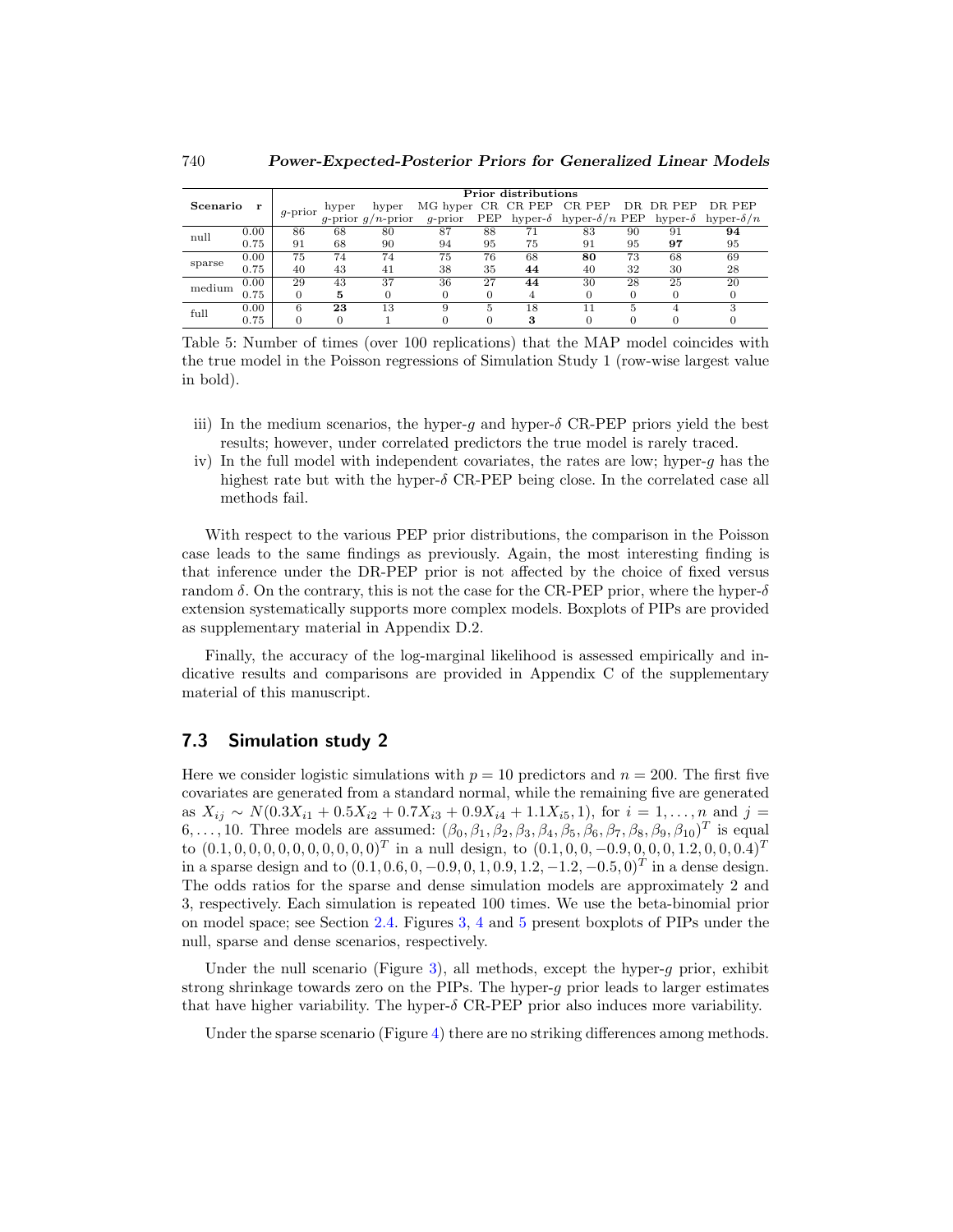| Scenario | r | Prior distributions | | | | | | | | | |
|---|---|---|---|---|---|---|---|---|---|---|---|
| | | $g$-prior | hyper $g$-prior | hyper $g/n$-prior | MG hyper $g$-prior | CR PEP | CR PEP hyper-$\delta$ | CR PEP hyper-$\delta/n$ | DR PEP | DR PEP hyper-$\delta$ | DR PEP hyper-$\delta/n$ |
| null | 0.00 | 86 | 68 | 80 | 87 | 88 | 71 | 83 | 90 | 91 | **94** |
| | 0.75 | 91 | 68 | 90 | 94 | 95 | 75 | 91 | 95 | **97** | 95 |
| sparse | 0.00 | 75 | 74 | 74 | 75 | 76 | 68 | **80** | 73 | 68 | 69 |
| | 0.75 | 40 | 43 | 41 | 38 | 35 | **44** | 40 | 32 | 30 | 28 |
| medium | 0.00 | 29 | 43 | 37 | 36 | 27 | **44** | 30 | 28 | 25 | 20 |
| | 0.75 | 0 | **5** | 0 | 0 | 0 | 4 | 0 | 0 | 0 | 0 |
| full | 0.00 | 6 | **23** | 13 | 9 | 5 | 18 | 11 | 5 | 4 | 3 |
| | 0.75 | 0 | 0 | 1 | 0 | 0 | **3** | 0 | 0 | 0 | 0 |

Table 5: Number of times (over 100 replications) that the MAP model coincides with the true model in the Poisson regressions of Simulation Study 1 (row-wise largest value in bold).

iii) In the medium scenarios, the hyper-$g$ and hyper-$\delta$ CR-PEP priors yield the best results; however, under correlated predictors the true model is rarely traced.

iv) In the full model with independent covariates, the rates are low; hyper-$g$ has the highest rate but with the hyper-$\delta$ CR-PEP being close. In the correlated case all methods fail.

With respect to the various PEP prior distributions, the comparison in the Poisson case leads to the same findings as previously. Again, the most interesting finding is that inference under the DR-PEP prior is not affected by the choice of fixed versus random $\delta$. On the contrary, this is not the case for the CR-PEP prior, where the hyper-$\delta$ extension systematically supports more complex models. Boxplots of PIPs are provided as supplementary material in Appendix D.2.

Finally, the accuracy of the log-marginal likelihood is assessed empirically and indicative results and comparisons are provided in Appendix C of the supplementary material of this manuscript.

## 7.3 Simulation study 2

Here we consider logistic simulations with $p = 10$ predictors and $n = 200$. The first five covariates are generated from a standard normal, while the remaining five are generated as $X_{ij} \sim N(0.3X_{i1} + 0.5X_{i2} + 0.7X_{i3} + 0.9X_{i4} + 1.1X_{i5}, 1)$, for $i = 1, \ldots, n$ and $j = 6, \ldots, 10$. Three models are assumed: $(\beta_0, \beta_1, \beta_2, \beta_3, \beta_4, \beta_5, \beta_6, \beta_7, \beta_8, \beta_9, \beta_{10})^T$ is equal to $(0.1, 0, 0, 0, 0, 0, 0, 0, 0, 0, 0)^T$ in a null design, to $(0.1, 0, 0, -0.9, 0, 0, 0, 1.2, 0, 0, 0.4)^T$ in a sparse design and to $(0.1, 0.6, 0, -0.9, 0, 1, 0.9, 1.2, -1.2, -0.5, 0)^T$ in a dense design. The odds ratios for the sparse and dense simulation models are approximately 2 and 3, respectively. Each simulation is repeated 100 times. We use the beta-binomial prior on model space; see Section 2.4. Figures 3, 4 and 5 present boxplots of PIPs under the null, sparse and dense scenarios, respectively.

Under the null scenario (Figure 3), all methods, except the hyper-$g$ prior, exhibit strong shrinkage towards zero on the PIPs. The hyper-$g$ prior leads to larger estimates that have higher variability. The hyper-$\delta$ CR-PEP prior also induces more variability.

Under the sparse scenario (Figure 4) there are no striking differences among methods.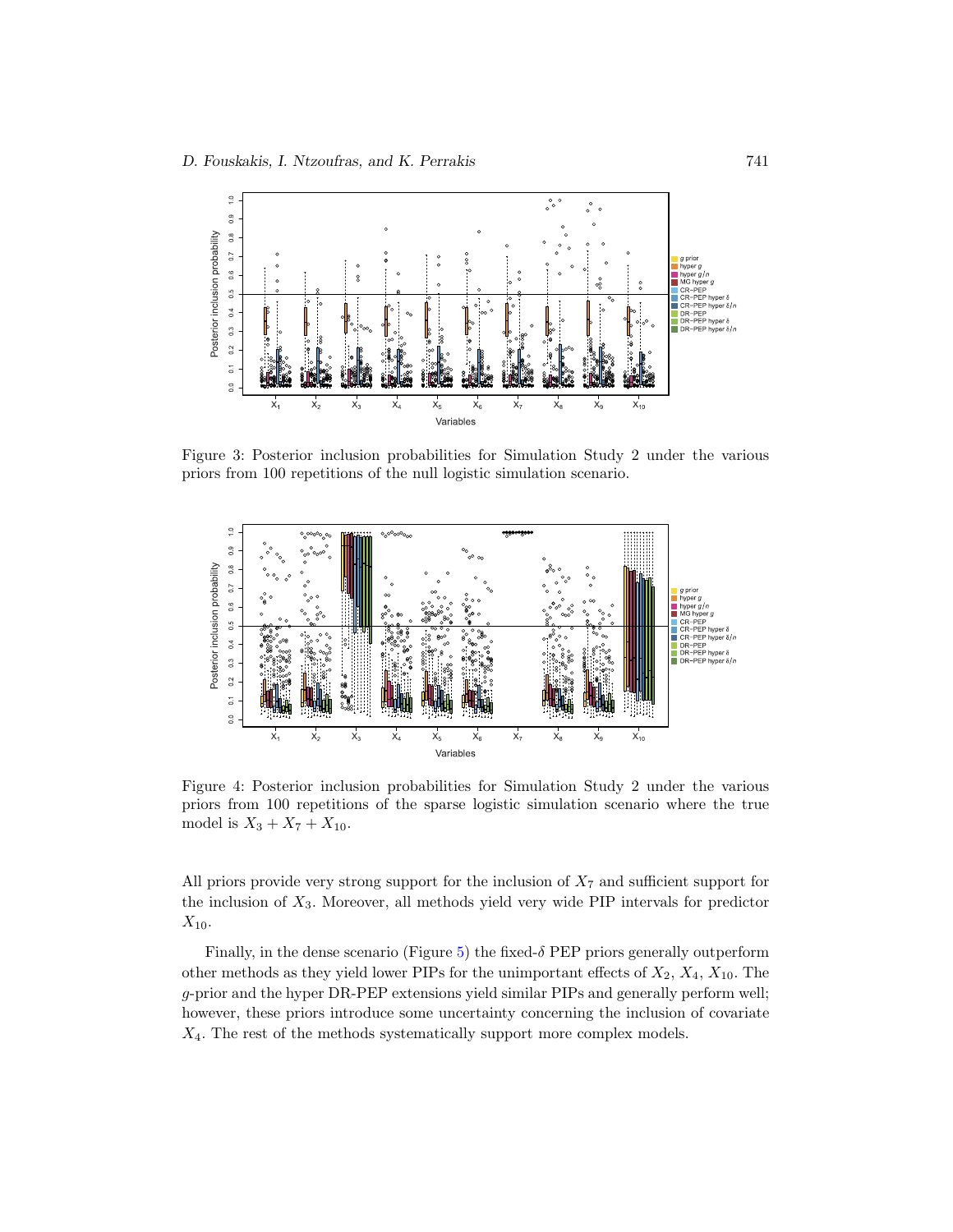Figure 3: Posterior inclusion probabilities for Simulation Study 2 under the various priors from 100 repetitions of the null logistic simulation scenario.

Figure 4: Posterior inclusion probabilities for Simulation Study 2 under the various priors from 100 repetitions of the sparse logistic simulation scenario where the true model is $X_3 + X_7 + X_{10}$.

All priors provide very strong support for the inclusion of $X_7$ and sufficient support for the inclusion of $X_3$. Moreover, all methods yield very wide PIP intervals for predictor $X_{10}$.

Finally, in the dense scenario (Figure 5) the fixed-$\delta$ PEP priors generally outperform other methods as they yield lower PIPs for the unimportant effects of $X_2$, $X_4$, $X_{10}$. The $g$-prior and the hyper DR-PEP extensions yield similar PIPs and generally perform well; however, these priors introduce some uncertainty concerning the inclusion of covariate $X_4$. The rest of the methods systematically support more complex models.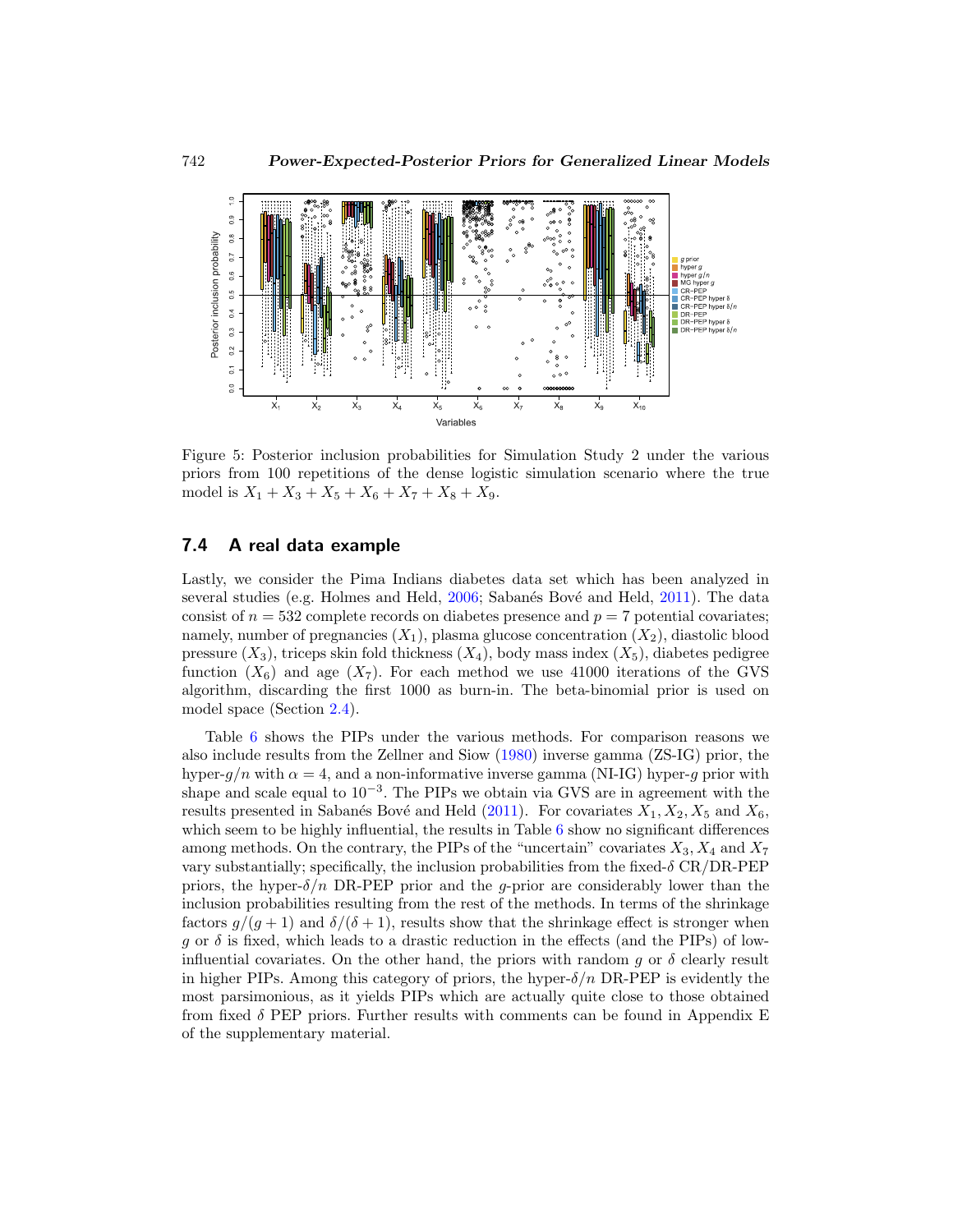Figure 5: Posterior inclusion probabilities for Simulation Study 2 under the various priors from 100 repetitions of the dense logistic simulation scenario where the true model is $X_1 + X_3 + X_5 + X_6 + X_7 + X_8 + X_9$.

## 7.4 A real data example

Lastly, we consider the Pima Indians diabetes data set which has been analyzed in several studies (e.g. Holmes and Held, 2006; Sabanés Bové and Held, 2011). The data consist of $n = 532$ complete records on diabetes presence and $p = 7$ potential covariates; namely, number of pregnancies ($X_1$), plasma glucose concentration ($X_2$), diastolic blood pressure ($X_3$), triceps skin fold thickness ($X_4$), body mass index ($X_5$), diabetes pedigree function ($X_6$) and age ($X_7$). For each method we use 41000 iterations of the GVS algorithm, discarding the first 1000 as burn-in. The beta-binomial prior is used on model space (Section 2.4).

Table 6 shows the PIPs under the various methods. For comparison reasons we also include results from the Zellner and Siow (1980) inverse gamma (ZS-IG) prior, the hyper-$g/n$ with $\alpha = 4$, and a non-informative inverse gamma (NI-IG) hyper-$g$ prior with shape and scale equal to $10^{-3}$. The PIPs we obtain via GVS are in agreement with the results presented in Sabanés Bové and Held (2011). For covariates $X_1, X_2, X_5$ and $X_6$, which seem to be highly influential, the results in Table 6 show no significant differences among methods. On the contrary, the PIPs of the "uncertain" covariates $X_3, X_4$ and $X_7$ vary substantially; specifically, the inclusion probabilities from the fixed-$\delta$ CR/DR-PEP priors, the hyper-$\delta/n$ DR-PEP prior and the $g$-prior are considerably lower than the inclusion probabilities resulting from the rest of the methods. In terms of the shrinkage factors $g/(g+1)$ and $\delta/(\delta+1)$, results show that the shrinkage effect is stronger when $g$ or $\delta$ is fixed, which leads to a drastic reduction in the effects (and the PIPs) of low-influential covariates. On the other hand, the priors with random $g$ or $\delta$ clearly result in higher PIPs. Among this category of priors, the hyper-$\delta/n$ DR-PEP is evidently the most parsimonious, as it yields PIPs which are actually quite close to those obtained from fixed $\delta$ PEP priors. Further results with comments can be found in Appendix E of the supplementary material.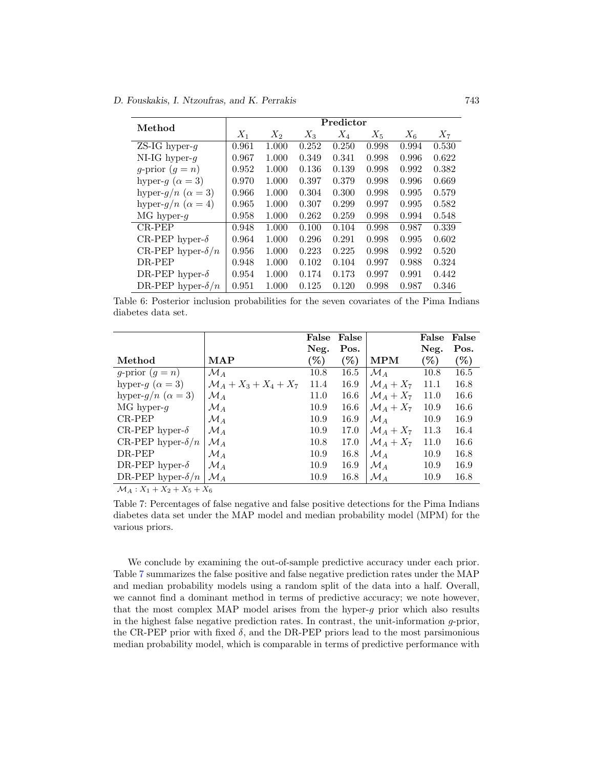| Method | Predictor | | | | | | |
|---|---|---|---|---|---|---|---|
| | $X_1$ | $X_2$ | $X_3$ | $X_4$ | $X_5$ | $X_6$ | $X_7$ |
| ZS-IG hyper-$g$ | 0.961 | 1.000 | 0.252 | 0.250 | 0.998 | 0.994 | 0.530 |
| NI-IG hyper-$g$ | 0.967 | 1.000 | 0.349 | 0.341 | 0.998 | 0.996 | 0.622 |
| $g$-prior ($g = n$) | 0.952 | 1.000 | 0.136 | 0.139 | 0.998 | 0.992 | 0.382 |
| hyper-$g$ ($\alpha = 3$) | 0.970 | 1.000 | 0.397 | 0.379 | 0.998 | 0.996 | 0.669 |
| hyper-$g/n$ ($\alpha = 3$) | 0.966 | 1.000 | 0.304 | 0.300 | 0.998 | 0.995 | 0.579 |
| hyper-$g/n$ ($\alpha = 4$) | 0.965 | 1.000 | 0.307 | 0.299 | 0.997 | 0.995 | 0.582 |
| MG hyper-$g$ | 0.958 | 1.000 | 0.262 | 0.259 | 0.998 | 0.994 | 0.548 |
| CR-PEP | 0.948 | 1.000 | 0.100 | 0.104 | 0.998 | 0.987 | 0.339 |
| CR-PEP hyper-$\delta$ | 0.964 | 1.000 | 0.296 | 0.291 | 0.998 | 0.995 | 0.602 |
| CR-PEP hyper-$\delta/n$ | 0.956 | 1.000 | 0.223 | 0.225 | 0.998 | 0.992 | 0.520 |
| DR-PEP | 0.948 | 1.000 | 0.102 | 0.104 | 0.997 | 0.988 | 0.324 |
| DR-PEP hyper-$\delta$ | 0.954 | 1.000 | 0.174 | 0.173 | 0.997 | 0.991 | 0.442 |
| DR-PEP hyper-$\delta/n$ | 0.951 | 1.000 | 0.125 | 0.120 | 0.998 | 0.987 | 0.346 |

Table 6: Posterior inclusion probabilities for the seven covariates of the Pima Indians diabetes data set.

| Method | MAP | False Neg. (%) | False Pos. (%) | MPM | False Neg. (%) | False Pos. (%) |
|---|---|---|---|---|---|---|
| $g$-prior ($g = n$) | $\mathcal{M}_A$ | 10.8 | 16.5 | $\mathcal{M}_A$ | 10.8 | 16.5 |
| hyper-$g$ ($\alpha = 3$) | $\mathcal{M}_A + X_3 + X_4 + X_7$ | 11.4 | 16.9 | $\mathcal{M}_A + X_7$ | 11.1 | 16.8 |
| hyper-$g/n$ ($\alpha = 3$) | $\mathcal{M}_A$ | 11.0 | 16.6 | $\mathcal{M}_A + X_7$ | 11.0 | 16.6 |
| MG hyper-$g$ | $\mathcal{M}_A$ | 10.9 | 16.6 | $\mathcal{M}_A + X_7$ | 10.9 | 16.6 |
| CR-PEP | $\mathcal{M}_A$ | 10.9 | 16.9 | $\mathcal{M}_A$ | 10.9 | 16.9 |
| CR-PEP hyper-$\delta$ | $\mathcal{M}_A$ | 10.9 | 17.0 | $\mathcal{M}_A + X_7$ | 11.3 | 16.4 |
| CR-PEP hyper-$\delta/n$ | $\mathcal{M}_A$ | 10.8 | 17.0 | $\mathcal{M}_A + X_7$ | 11.0 | 16.6 |
| DR-PEP | $\mathcal{M}_A$ | 10.9 | 16.8 | $\mathcal{M}_A$ | 10.9 | 16.8 |
| DR-PEP hyper-$\delta$ | $\mathcal{M}_A$ | 10.9 | 16.9 | $\mathcal{M}_A$ | 10.9 | 16.9 |
| DR-PEP hyper-$\delta/n$ | $\mathcal{M}_A$ | 10.9 | 16.8 | $\mathcal{M}_A$ | 10.9 | 16.8 |

$\mathcal{M}_A : X_1 + X_2 + X_5 + X_6$

Table 7: Percentages of false negative and false positive detections for the Pima Indians diabetes data set under the MAP model and median probability model (MPM) for the various priors.

We conclude by examining the out-of-sample predictive accuracy under each prior. Table 7 summarizes the false positive and false negative prediction rates under the MAP and median probability models using a random split of the data into a half. Overall, we cannot find a dominant method in terms of predictive accuracy; we note however, that the most complex MAP model arises from the hyper-$g$ prior which also results in the highest false negative prediction rates. In contrast, the unit-information $g$-prior, the CR-PEP prior with fixed $\delta$, and the DR-PEP priors lead to the most parsimonious median probability model, which is comparable in terms of predictive performance with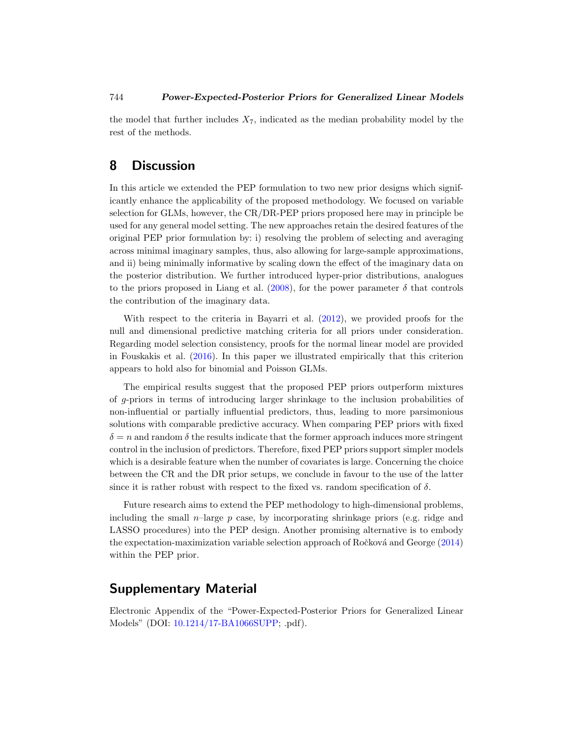the model that further includes $X_7$, indicated as the median probability model by the rest of the methods.

# 8 Discussion

In this article we extended the PEP formulation to two new prior designs which significantly enhance the applicability of the proposed methodology. We focused on variable selection for GLMs, however, the CR/DR-PEP priors proposed here may in principle be used for any general model setting. The new approaches retain the desired features of the original PEP prior formulation by: i) resolving the problem of selecting and averaging across minimal imaginary samples, thus, also allowing for large-sample approximations, and ii) being minimally informative by scaling down the effect of the imaginary data on the posterior distribution. We further introduced hyper-prior distributions, analogues to the priors proposed in Liang et al. (2008), for the power parameter $\delta$ that controls the contribution of the imaginary data.

With respect to the criteria in Bayarri et al. (2012), we provided proofs for the null and dimensional predictive matching criteria for all priors under consideration. Regarding model selection consistency, proofs for the normal linear model are provided in Fouskakis et al. (2016). In this paper we illustrated empirically that this criterion appears to hold also for binomial and Poisson GLMs.

The empirical results suggest that the proposed PEP priors outperform mixtures of $g$-priors in terms of introducing larger shrinkage to the inclusion probabilities of non-influential or partially influential predictors, thus, leading to more parsimonious solutions with comparable predictive accuracy. When comparing PEP priors with fixed $\delta = n$ and random $\delta$ the results indicate that the former approach induces more stringent control in the inclusion of predictors. Therefore, fixed PEP priors support simpler models which is a desirable feature when the number of covariates is large. Concerning the choice between the CR and the DR prior setups, we conclude in favour to the use of the latter since it is rather robust with respect to the fixed vs. random specification of $\delta$.

Future research aims to extend the PEP methodology to high-dimensional problems, including the small $n$–large $p$ case, by incorporating shrinkage priors (e.g. ridge and LASSO procedures) into the PEP design. Another promising alternative is to embody the expectation-maximization variable selection approach of Ročková and George (2014) within the PEP prior.

## Supplementary Material

Electronic Appendix of the "Power-Expected-Posterior Priors for Generalized Linear Models" (DOI: 10.1214/17-BA1066SUPP; .pdf).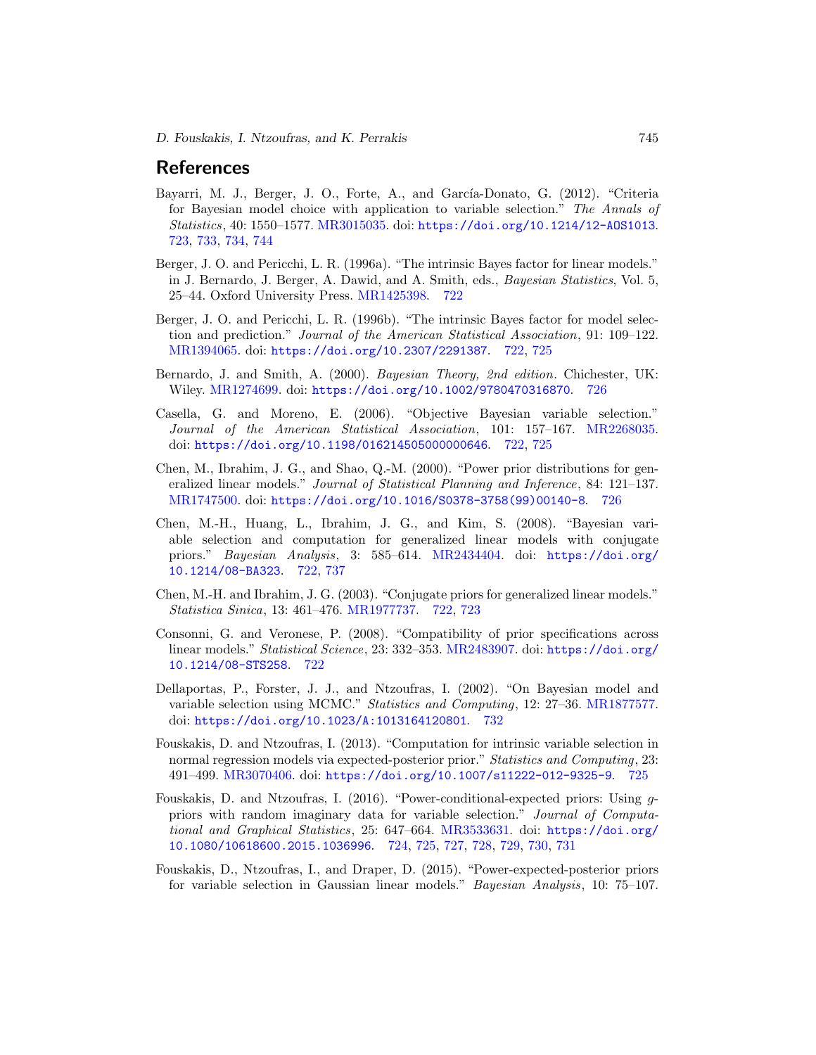## References

Bayarri, M. J., Berger, J. O., Forte, A., and García-Donato, G. (2012). "Criteria for Bayesian model choice with application to variable selection." *The Annals of Statistics*, 40: 1550–1577. MR3015035. doi: https://doi.org/10.1214/12-AOS1013. 723, 733, 734, 744

Berger, J. O. and Pericchi, L. R. (1996a). "The intrinsic Bayes factor for linear models." in J. Bernardo, J. Berger, A. Dawid, and A. Smith, eds., *Bayesian Statistics*, Vol. 5, 25–44. Oxford University Press. MR1425398. 722

Berger, J. O. and Pericchi, L. R. (1996b). "The intrinsic Bayes factor for model selection and prediction." *Journal of the American Statistical Association*, 91: 109–122. MR1394065. doi: https://doi.org/10.2307/2291387. 722, 725

Bernardo, J. and Smith, A. (2000). *Bayesian Theory, 2nd edition*. Chichester, UK: Wiley. MR1274699. doi: https://doi.org/10.1002/9780470316870. 726

Casella, G. and Moreno, E. (2006). "Objective Bayesian variable selection." *Journal of the American Statistical Association*, 101: 157–167. MR2268035. doi: https://doi.org/10.1198/016214505000000646. 722, 725

Chen, M., Ibrahim, J. G., and Shao, Q.-M. (2000). "Power prior distributions for generalized linear models." *Journal of Statistical Planning and Inference*, 84: 121–137. MR1747500. doi: https://doi.org/10.1016/S0378-3758(99)00140-8. 726

Chen, M.-H., Huang, L., Ibrahim, J. G., and Kim, S. (2008). "Bayesian variable selection and computation for generalized linear models with conjugate priors." *Bayesian Analysis*, 3: 585–614. MR2434404. doi: https://doi.org/10.1214/08-BA323. 722, 737

Chen, M.-H. and Ibrahim, J. G. (2003). "Conjugate priors for generalized linear models." *Statistica Sinica*, 13: 461–476. MR1977737. 722, 723

Consonni, G. and Veronese, P. (2008). "Compatibility of prior specifications across linear models." *Statistical Science*, 23: 332–353. MR2483907. doi: https://doi.org/10.1214/08-STS258. 722

Dellaportas, P., Forster, J. J., and Ntzoufras, I. (2002). "On Bayesian model and variable selection using MCMC." *Statistics and Computing*, 12: 27–36. MR1877577. doi: https://doi.org/10.1023/A:1013164120801. 732

Fouskakis, D. and Ntzoufras, I. (2013). "Computation for intrinsic variable selection in normal regression models via expected-posterior prior." *Statistics and Computing*, 23: 491–499. MR3070406. doi: https://doi.org/10.1007/s11222-012-9325-9. 725

Fouskakis, D. and Ntzoufras, I. (2016). "Power-conditional-expected priors: Using $g$-priors with random imaginary data for variable selection." *Journal of Computational and Graphical Statistics*, 25: 647–664. MR3533631. doi: https://doi.org/10.1080/10618600.2015.1036996. 724, 725, 727, 728, 729, 730, 731

Fouskakis, D., Ntzoufras, I., and Draper, D. (2015). "Power-expected-posterior priors for variable selection in Gaussian linear models." *Bayesian Analysis*, 10: 75–107.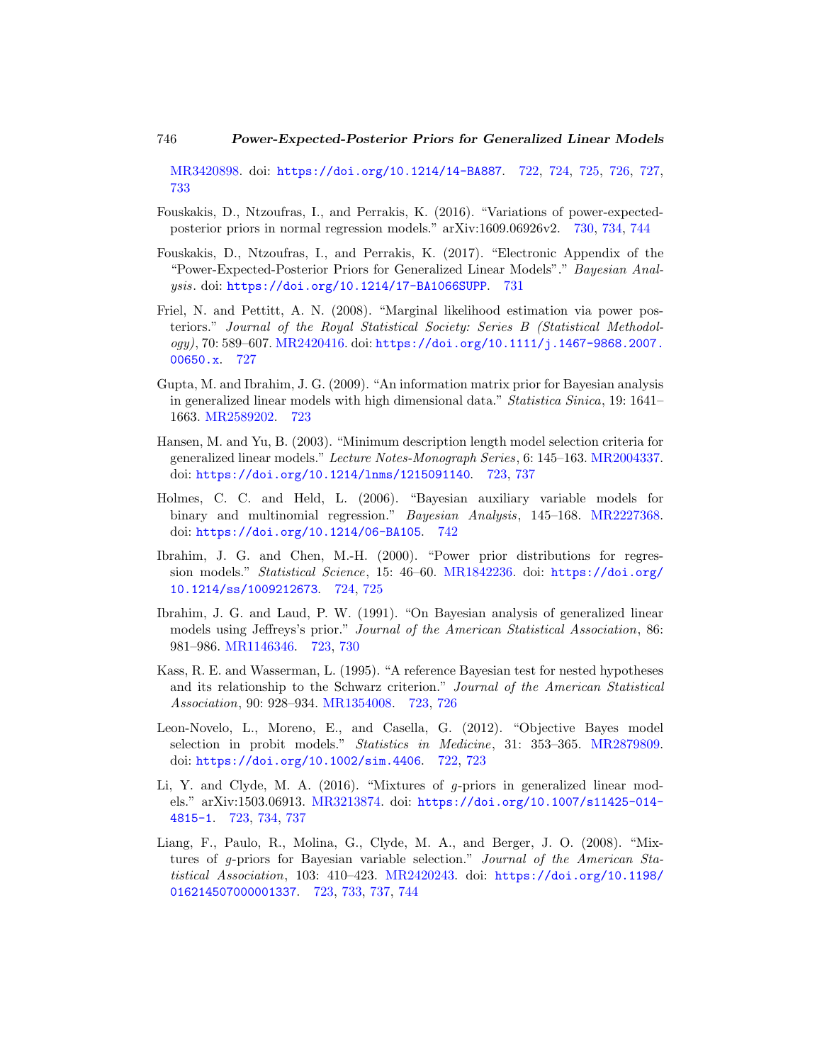MR3420898. doi: https://doi.org/10.1214/14-BA887. 722, 724, 725, 726, 727, 733

Fouskakis, D., Ntzoufras, I., and Perrakis, K. (2016). "Variations of power-expected-posterior priors in normal regression models." arXiv:1609.06926v2. 730, 734, 744

Fouskakis, D., Ntzoufras, I., and Perrakis, K. (2017). "Electronic Appendix of the "Power-Expected-Posterior Priors for Generalized Linear Models"." *Bayesian Analysis*. doi: https://doi.org/10.1214/17-BA1066SUPP. 731

Friel, N. and Pettitt, A. N. (2008). "Marginal likelihood estimation via power posteriors." *Journal of the Royal Statistical Society: Series B (Statistical Methodology)*, 70: 589–607. MR2420416. doi: https://doi.org/10.1111/j.1467-9868.2007.00650.x. 727

Gupta, M. and Ibrahim, J. G. (2009). "An information matrix prior for Bayesian analysis in generalized linear models with high dimensional data." *Statistica Sinica*, 19: 1641–1663. MR2589202. 723

Hansen, M. and Yu, B. (2003). "Minimum description length model selection criteria for generalized linear models." *Lecture Notes-Monograph Series*, 6: 145–163. MR2004337. doi: https://doi.org/10.1214/lnms/1215091140. 723, 737

Holmes, C. C. and Held, L. (2006). "Bayesian auxiliary variable models for binary and multinomial regression." *Bayesian Analysis*, 145–168. MR2227368. doi: https://doi.org/10.1214/06-BA105. 742

Ibrahim, J. G. and Chen, M.-H. (2000). "Power prior distributions for regression models." *Statistical Science*, 15: 46–60. MR1842236. doi: https://doi.org/10.1214/ss/1009212673. 724, 725

Ibrahim, J. G. and Laud, P. W. (1991). "On Bayesian analysis of generalized linear models using Jeffreys's prior." *Journal of the American Statistical Association*, 86: 981–986. MR1146346. 723, 730

Kass, R. E. and Wasserman, L. (1995). "A reference Bayesian test for nested hypotheses and its relationship to the Schwarz criterion." *Journal of the American Statistical Association*, 90: 928–934. MR1354008. 723, 726

Leon-Novelo, L., Moreno, E., and Casella, G. (2012). "Objective Bayes model selection in probit models." *Statistics in Medicine*, 31: 353–365. MR2879809. doi: https://doi.org/10.1002/sim.4406. 722, 723

Li, Y. and Clyde, M. A. (2016). "Mixtures of $g$-priors in generalized linear models." arXiv:1503.06913. MR3213874. doi: https://doi.org/10.1007/s11425-014-4815-1. 723, 734, 737

Liang, F., Paulo, R., Molina, G., Clyde, M. A., and Berger, J. O. (2008). "Mixtures of $g$-priors for Bayesian variable selection." *Journal of the American Statistical Association*, 103: 410–423. MR2420243. doi: https://doi.org/10.1198/016214507000001337. 723, 733, 737, 744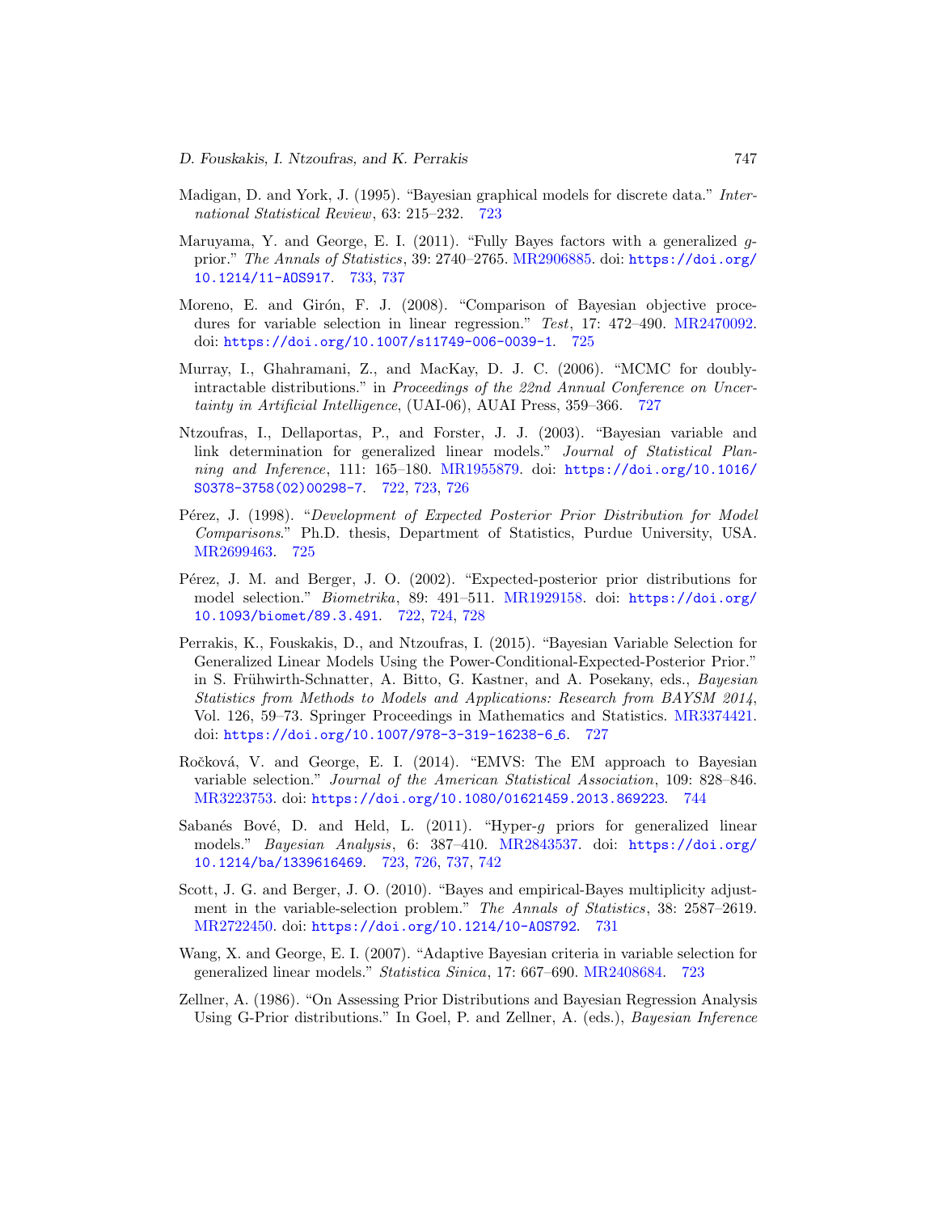Madigan, D. and York, J. (1995). "Bayesian graphical models for discrete data." *International Statistical Review*, 63: 215–232. 723

Maruyama, Y. and George, E. I. (2011). "Fully Bayes factors with a generalized $g$-prior." *The Annals of Statistics*, 39: 2740–2765. MR2906885. doi: https://doi.org/10.1214/11-AOS917. 733, 737

Moreno, E. and Girón, F. J. (2008). "Comparison of Bayesian objective procedures for variable selection in linear regression." *Test*, 17: 472–490. MR2470092. doi: https://doi.org/10.1007/s11749-006-0039-1. 725

Murray, I., Ghahramani, Z., and MacKay, D. J. C. (2006). "MCMC for doubly-intractable distributions." in *Proceedings of the 22nd Annual Conference on Uncertainty in Artificial Intelligence*, (UAI-06), AUAI Press, 359–366. 727

Ntzoufras, I., Dellaportas, P., and Forster, J. J. (2003). "Bayesian variable and link determination for generalized linear models." *Journal of Statistical Planning and Inference*, 111: 165–180. MR1955879. doi: https://doi.org/10.1016/S0378-3758(02)00298-7. 722, 723, 726

Pérez, J. (1998). "*Development of Expected Posterior Prior Distribution for Model Comparisons*." Ph.D. thesis, Department of Statistics, Purdue University, USA. MR2699463. 725

Pérez, J. M. and Berger, J. O. (2002). "Expected-posterior prior distributions for model selection." *Biometrika*, 89: 491–511. MR1929158. doi: https://doi.org/10.1093/biomet/89.3.491. 722, 724, 728

Perrakis, K., Fouskakis, D., and Ntzoufras, I. (2015). "Bayesian Variable Selection for Generalized Linear Models Using the Power-Conditional-Expected-Posterior Prior." in S. Frühwirth-Schnatter, A. Bitto, G. Kastner, and A. Posekany, eds., *Bayesian Statistics from Methods to Models and Applications: Research from BAYSM 2014*, Vol. 126, 59–73. Springer Proceedings in Mathematics and Statistics. MR3374421. doi: https://doi.org/10.1007/978-3-319-16238-6_6. 727

Ročková, V. and George, E. I. (2014). "EMVS: The EM approach to Bayesian variable selection." *Journal of the American Statistical Association*, 109: 828–846. MR3223753. doi: https://doi.org/10.1080/01621459.2013.869223. 744

Sabanés Bové, D. and Held, L. (2011). "Hyper-$g$ priors for generalized linear models." *Bayesian Analysis*, 6: 387–410. MR2843537. doi: https://doi.org/10.1214/ba/1339616469. 723, 726, 737, 742

Scott, J. G. and Berger, J. O. (2010). "Bayes and empirical-Bayes multiplicity adjustment in the variable-selection problem." *The Annals of Statistics*, 38: 2587–2619. MR2722450. doi: https://doi.org/10.1214/10-AOS792. 731

Wang, X. and George, E. I. (2007). "Adaptive Bayesian criteria in variable selection for generalized linear models." *Statistica Sinica*, 17: 667–690. MR2408684. 723

Zellner, A. (1986). "On Assessing Prior Distributions and Bayesian Regression Analysis Using G-Prior distributions." In Goel, P. and Zellner, A. (eds.), *Bayesian Inference*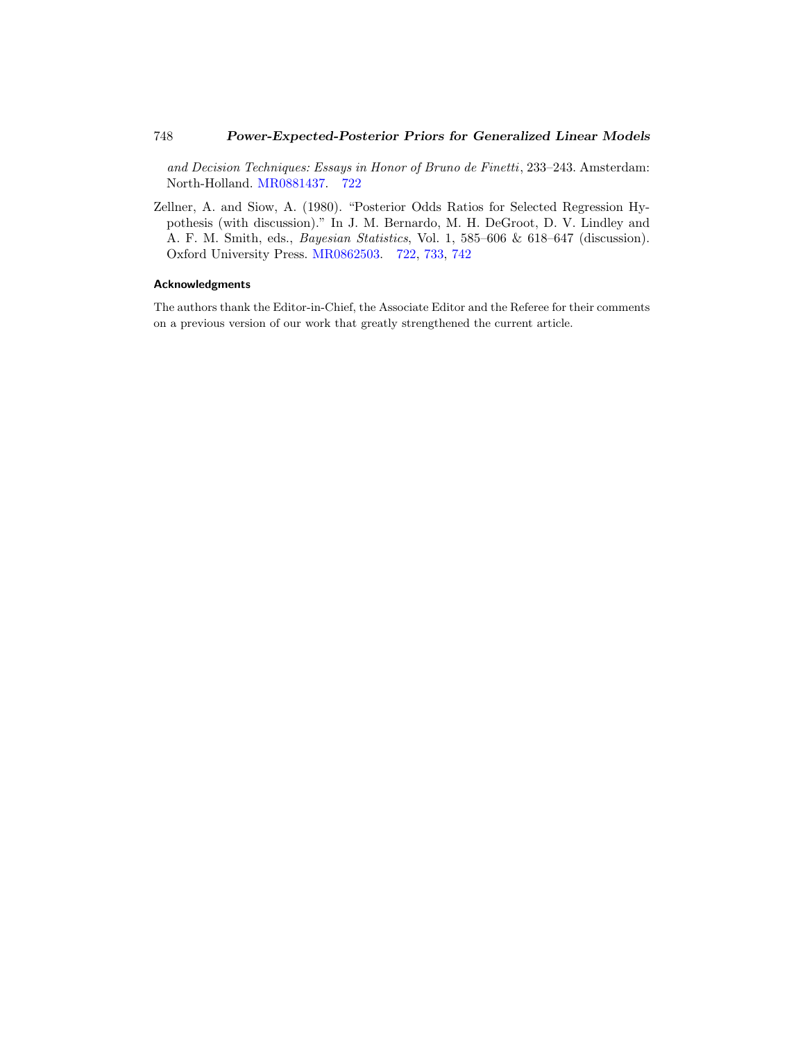*and Decision Techniques: Essays in Honor of Bruno de Finetti*, 233–243. Amsterdam: North-Holland. MR0881437. 722

Zellner, A. and Siow, A. (1980). "Posterior Odds Ratios for Selected Regression Hypothesis (with discussion)." In J. M. Bernardo, M. H. DeGroot, D. V. Lindley and A. F. M. Smith, eds., *Bayesian Statistics*, Vol. 1, 585–606 & 618–647 (discussion). Oxford University Press. MR0862503. 722, 733, 742

### Acknowledgments

The authors thank the Editor-in-Chief, the Associate Editor and the Referee for their comments on a previous version of our work that greatly strengthened the current article.